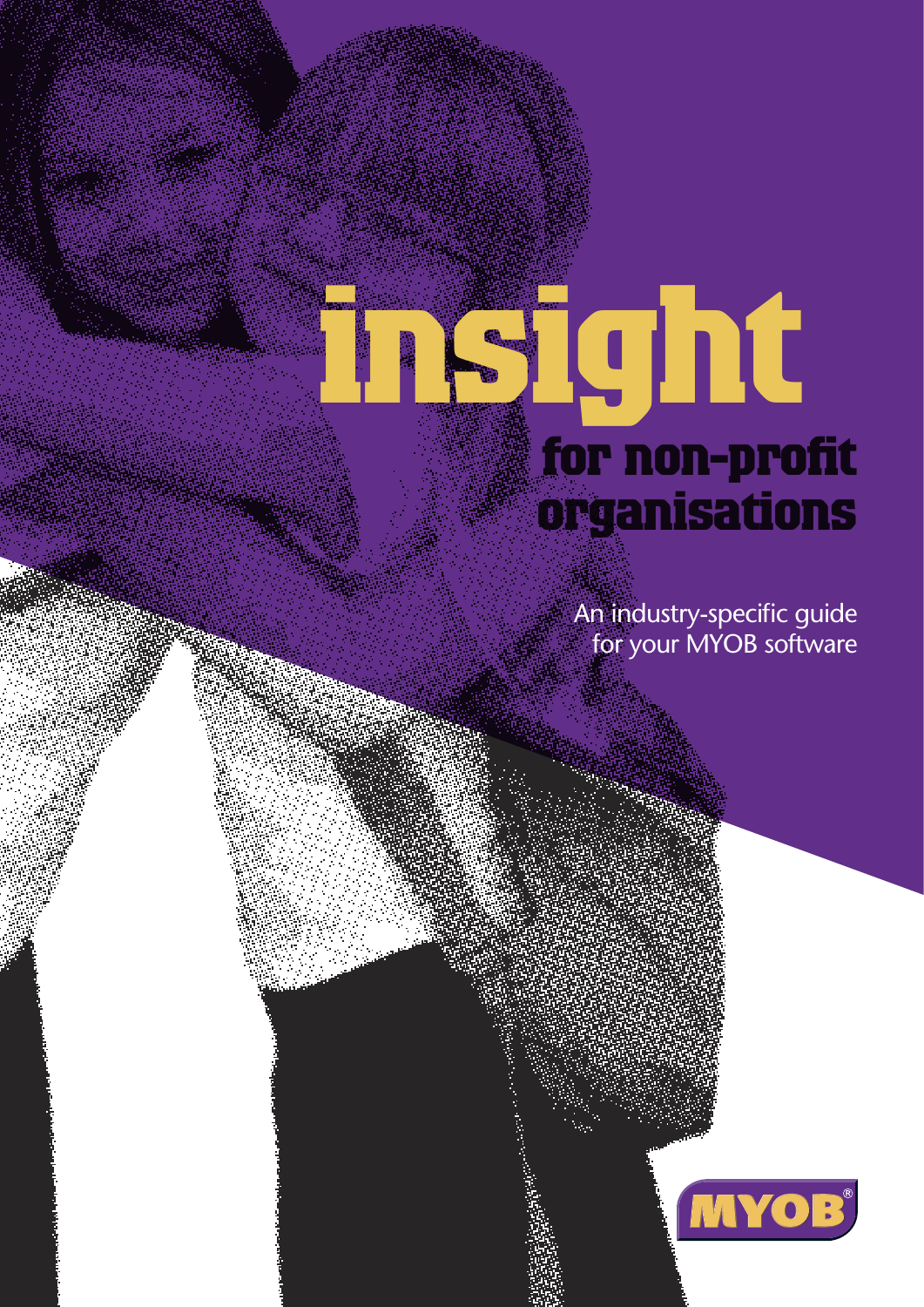# insight

## for non-profit organisations

An industry-specific guide for your MYOB software

MYOB®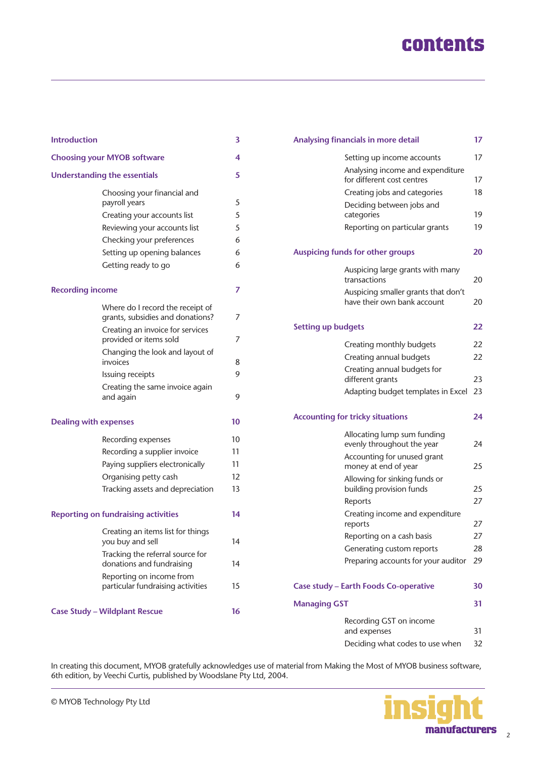# contents

| | |
|---|---|
| **Introduction** | **3** |
| **Choosing your MYOB software** | **4** |
| **Understanding the essentials** | **5** |
| Choosing your financial and payroll years | 5 |
| Creating your accounts list | 5 |
| Reviewing your accounts list | 5 |
| Checking your preferences | 6 |
| Setting up opening balances | 6 |
| Getting ready to go | 6 |
| **Recording income** | **7** |
| Where do I record the receipt of grants, subsidies and donations? | 7 |
| Creating an invoice for services provided or items sold | 7 |
| Changing the look and layout of invoices | 8 |
| Issuing receipts | 9 |
| Creating the same invoice again and again | 9 |
| **Dealing with expenses** | **10** |
| Recording expenses | 10 |
| Recording a supplier invoice | 11 |
| Paying suppliers electronically | 11 |
| Organising petty cash | 12 |
| Tracking assets and depreciation | 13 |
| **Reporting on fundraising activities** | **14** |
| Creating an items list for things you buy and sell | 14 |
| Tracking the referral source for donations and fundraising | 14 |
| Reporting on income from particular fundraising activities | 15 |
| **Case Study – Wildplant Rescue** | **16** |
| **Analysing financials in more detail** | **17** |
| Setting up income accounts | 17 |
| Analysing income and expenditure for different cost centres | 17 |
| Creating jobs and categories | 18 |
| Deciding between jobs and categories | 19 |
| Reporting on particular grants | 19 |
| **Auspicing funds for other groups** | **20** |
| Auspicing large grants with many transactions | 20 |
| Auspicing smaller grants that don't have their own bank account | 20 |
| **Setting up budgets** | **22** |
| Creating monthly budgets | 22 |
| Creating annual budgets | 22 |
| Creating annual budgets for different grants | 23 |
| Adapting budget templates in Excel | 23 |
| **Accounting for tricky situations** | **24** |
| Allocating lump sum funding evenly throughout the year | 24 |
| Accounting for unused grant money at end of year | 25 |
| Allowing for sinking funds or building provision funds | 25 |
| Reports | 27 |
| Creating income and expenditure reports | 27 |
| Reporting on a cash basis | 27 |
| Generating custom reports | 28 |
| Preparing accounts for your auditor | 29 |
| **Case study – Earth Foods Co-operative** | **30** |
| **Managing GST** | **31** |
| Recording GST on income and expenses | 31 |
| Deciding what codes to use when | 32 |

In creating this document, MYOB gratefully acknowledges use of material from Making the Most of MYOB business software, 6th edition, by Veechi Curtis, published by Woodslane Pty Ltd, 2004.

© MYOB Technology Pty Ltd

insight manufacturers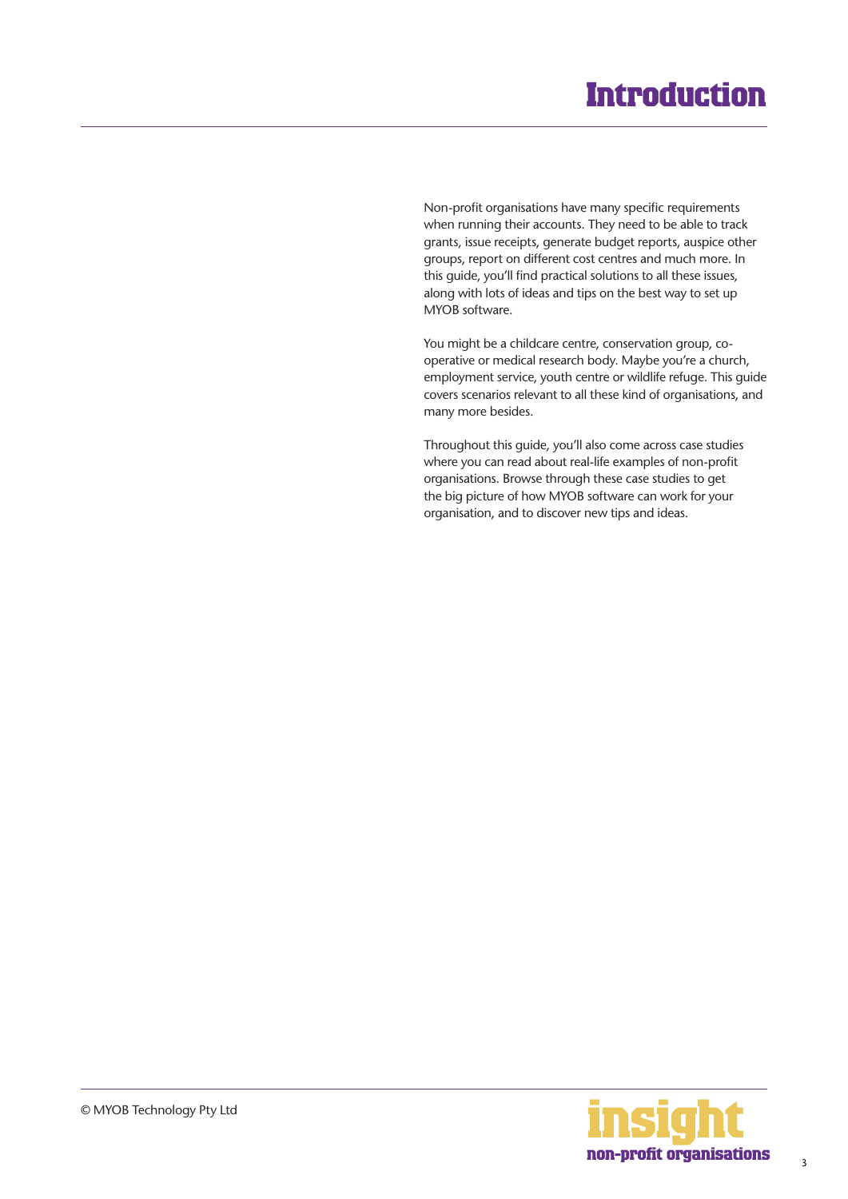# Introduction

Non-profit organisations have many specific requirements when running their accounts. They need to be able to track grants, issue receipts, generate budget reports, auspice other groups, report on different cost centres and much more. In this guide, you'll find practical solutions to all these issues, along with lots of ideas and tips on the best way to set up MYOB software.

You might be a childcare centre, conservation group, co-operative or medical research body. Maybe you're a church, employment service, youth centre or wildlife refuge. This guide covers scenarios relevant to all these kind of organisations, and many more besides.

Throughout this guide, you'll also come across case studies where you can read about real-life examples of non-profit organisations. Browse through these case studies to get the big picture of how MYOB software can work for your organisation, and to discover new tips and ideas.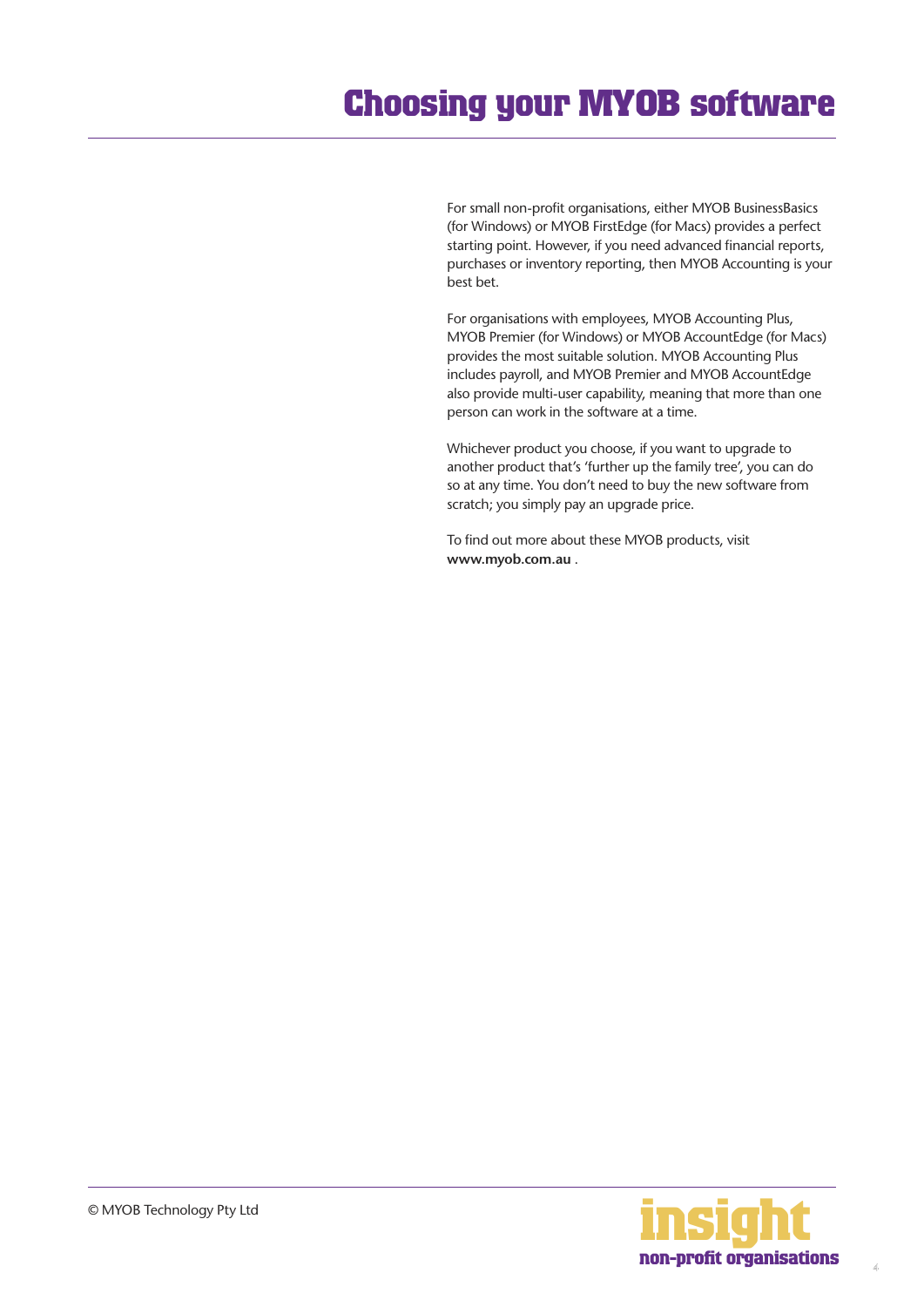# Choosing your MYOB software

For small non-profit organisations, either MYOB BusinessBasics (for Windows) or MYOB FirstEdge (for Macs) provides a perfect starting point. However, if you need advanced financial reports, purchases or inventory reporting, then MYOB Accounting is your best bet.

For organisations with employees, MYOB Accounting Plus, MYOB Premier (for Windows) or MYOB AccountEdge (for Macs) provides the most suitable solution. MYOB Accounting Plus includes payroll, and MYOB Premier and MYOB AccountEdge also provide multi-user capability, meaning that more than one person can work in the software at a time.

Whichever product you choose, if you want to upgrade to another product that's 'further up the family tree', you can do so at any time. You don't need to buy the new software from scratch; you simply pay an upgrade price.

To find out more about these MYOB products, visit **www.myob.com.au** .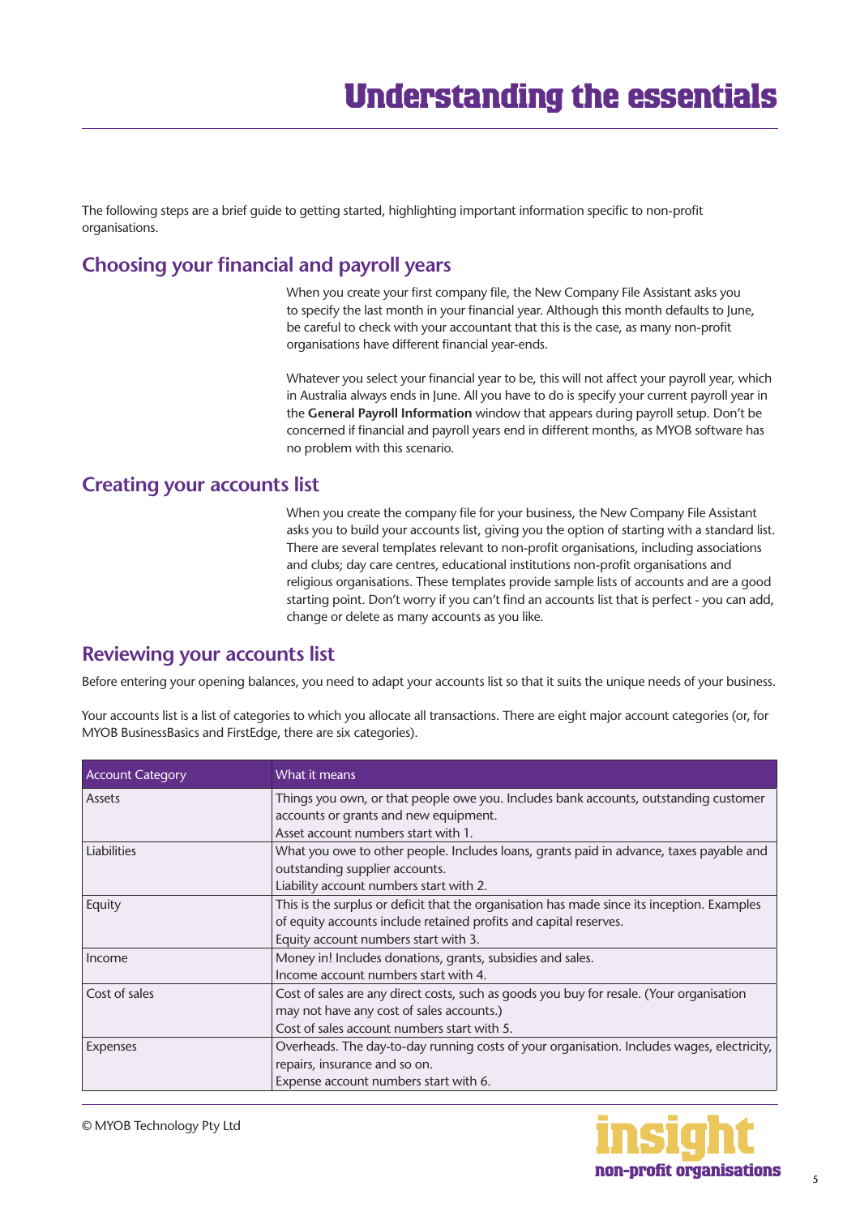# Understanding the essentials

The following steps are a brief guide to getting started, highlighting important information specific to non-profit organisations.

## Choosing your financial and payroll years

When you create your first company file, the New Company File Assistant asks you to specify the last month in your financial year. Although this month defaults to June, be careful to check with your accountant that this is the case, as many non-profit organisations have different financial year-ends.

Whatever you select your financial year to be, this will not affect your payroll year, which in Australia always ends in June. All you have to do is specify your current payroll year in the **General Payroll Information** window that appears during payroll setup. Don't be concerned if financial and payroll years end in different months, as MYOB software has no problem with this scenario.

## Creating your accounts list

When you create the company file for your business, the New Company File Assistant asks you to build your accounts list, giving you the option of starting with a standard list. There are several templates relevant to non-profit organisations, including associations and clubs; day care centres, educational institutions non-profit organisations and religious organisations. These templates provide sample lists of accounts and are a good starting point. Don't worry if you can't find an accounts list that is perfect - you can add, change or delete as many accounts as you like.

## Reviewing your accounts list

Before entering your opening balances, you need to adapt your accounts list so that it suits the unique needs of your business.

Your accounts list is a list of categories to which you allocate all transactions. There are eight major account categories (or, for MYOB BusinessBasics and FirstEdge, there are six categories).

| Account Category | What it means |
|---|---|
| Assets | Things you own, or that people owe you. Includes bank accounts, outstanding customer accounts or grants and new equipment.<br>Asset account numbers start with 1. |
| Liabilities | What you owe to other people. Includes loans, grants paid in advance, taxes payable and outstanding supplier accounts.<br>Liability account numbers start with 2. |
| Equity | This is the surplus or deficit that the organisation has made since its inception. Examples of equity accounts include retained profits and capital reserves.<br>Equity account numbers start with 3. |
| Income | Money in! Includes donations, grants, subsidies and sales.<br>Income account numbers start with 4. |
| Cost of sales | Cost of sales are any direct costs, such as goods you buy for resale. (Your organisation may not have any cost of sales accounts.)<br>Cost of sales account numbers start with 5. |
| Expenses | Overheads. The day-to-day running costs of your organisation. Includes wages, electricity, repairs, insurance and so on.<br>Expense account numbers start with 6. |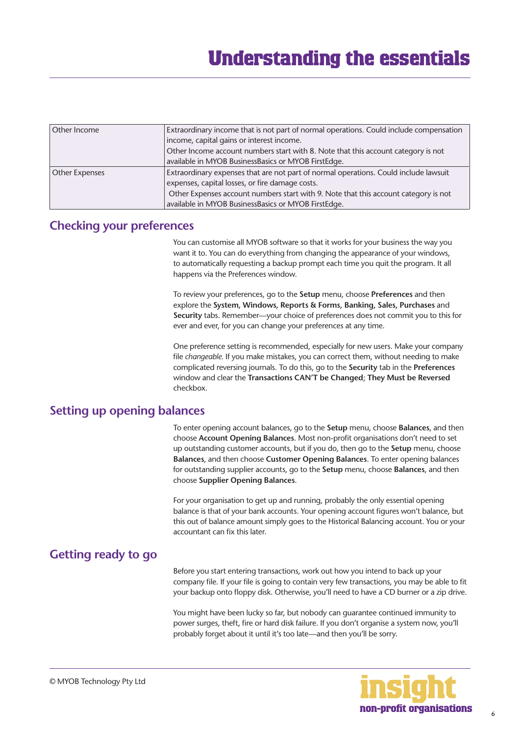| Other Income | Extraordinary income that is not part of normal operations. Could include compensation income, capital gains or interest income. Other Income account numbers start with 8. Note that this account category is not available in MYOB BusinessBasics or MYOB FirstEdge. |
|---|---|
| Other Expenses | Extraordinary expenses that are not part of normal operations. Could include lawsuit expenses, capital losses, or fire damage costs. Other Expenses account numbers start with 9. Note that this account category is not available in MYOB BusinessBasics or MYOB FirstEdge. |

## Checking your preferences

You can customise all MYOB software so that it works for your business the way you want it to. You can do everything from changing the appearance of your windows, to automatically requesting a backup prompt each time you quit the program. It all happens via the Preferences window.

To review your preferences, go to the **Setup** menu, choose **Preferences** and then explore the **System, Windows, Reports & Forms, Banking, Sales, Purchases** and **Security** tabs. Remember—your choice of preferences does not commit you to this for ever and ever, for you can change your preferences at any time.

One preference setting is recommended, especially for new users. Make your company file *changeable.* If you make mistakes, you can correct them, without needing to make complicated reversing journals. To do this, go to the **Security** tab in the **Preferences** window and clear the **Transactions CAN'T be Changed**; **They Must be Reversed** checkbox.

## Setting up opening balances

To enter opening account balances, go to the **Setup** menu, choose **Balances**, and then choose **Account Opening Balances**. Most non-profit organisations don't need to set up outstanding customer accounts, but if you do, then go to the **Setup** menu, choose **Balances**, and then choose **Customer Opening Balances**. To enter opening balances for outstanding supplier accounts, go to the **Setup** menu, choose **Balances**, and then choose **Supplier Opening Balances**.

For your organisation to get up and running, probably the only essential opening balance is that of your bank accounts. Your opening account figures won't balance, but this out of balance amount simply goes to the Historical Balancing account. You or your accountant can fix this later.

## Getting ready to go

Before you start entering transactions, work out how you intend to back up your company file. If your file is going to contain very few transactions, you may be able to fit your backup onto floppy disk. Otherwise, you'll need to have a CD burner or a zip drive.

You might have been lucky so far, but nobody can guarantee continued immunity to power surges, theft, fire or hard disk failure. If you don't organise a system now, you'll probably forget about it until it's too late—and then you'll be sorry.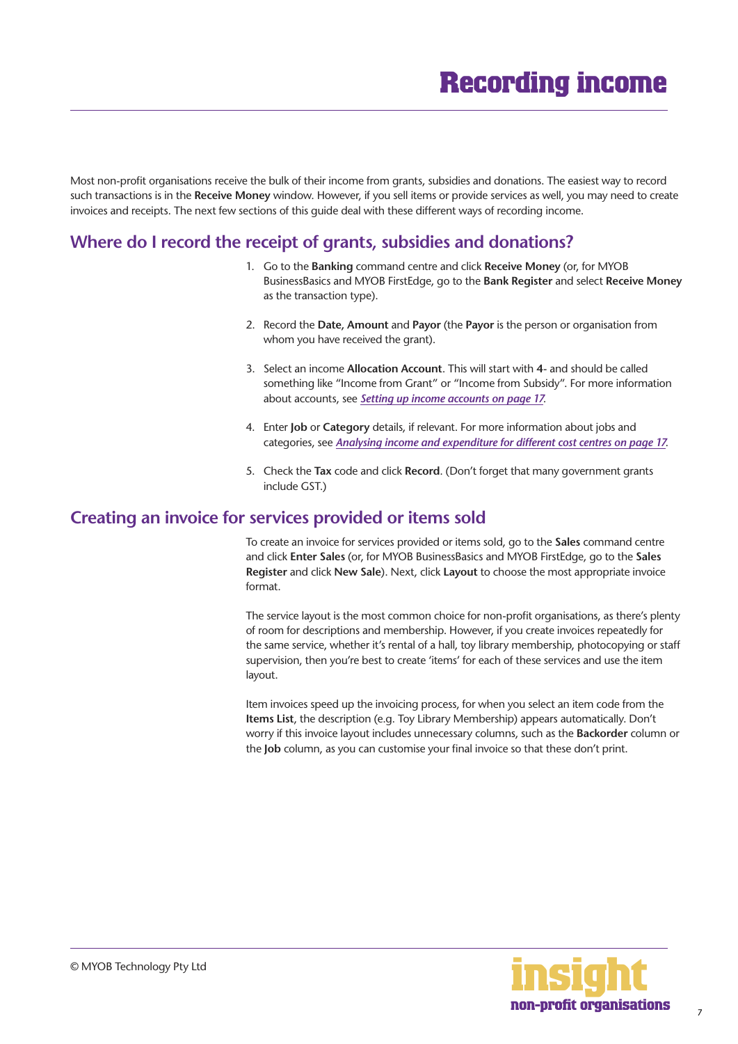# Recording income

Most non-profit organisations receive the bulk of their income from grants, subsidies and donations. The easiest way to record such transactions is in the **Receive Money** window. However, if you sell items or provide services as well, you may need to create invoices and receipts. The next few sections of this guide deal with these different ways of recording income.

## Where do I record the receipt of grants, subsidies and donations?

1. Go to the **Banking** command centre and click **Receive Money** (or, for MYOB BusinessBasics and MYOB FirstEdge, go to the **Bank Register** and select **Receive Money** as the transaction type).
2. Record the **Date, Amount** and **Payor** (the **Payor** is the person or organisation from whom you have received the grant).
3. Select an income **Allocation Account**. This will start with **4**- and should be called something like "Income from Grant" or "Income from Subsidy". For more information about accounts, see *Setting up income accounts on page 17*.
4. Enter **Job** or **Category** details, if relevant. For more information about jobs and categories, see *Analysing income and expenditure for different cost centres on page 17*.
5. Check the **Tax** code and click **Record**. (Don't forget that many government grants include GST.)

## Creating an invoice for services provided or items sold

To create an invoice for services provided or items sold, go to the **Sales** command centre and click **Enter Sales** (or, for MYOB BusinessBasics and MYOB FirstEdge, go to the **Sales Register** and click **New Sale**). Next, click **Layout** to choose the most appropriate invoice format.

The service layout is the most common choice for non-profit organisations, as there's plenty of room for descriptions and membership. However, if you create invoices repeatedly for the same service, whether it's rental of a hall, toy library membership, photocopying or staff supervision, then you're best to create 'items' for each of these services and use the item layout.

Item invoices speed up the invoicing process, for when you select an item code from the **Items List**, the description (e.g. Toy Library Membership) appears automatically. Don't worry if this invoice layout includes unnecessary columns, such as the **Backorder** column or the **Job** column, as you can customise your final invoice so that these don't print.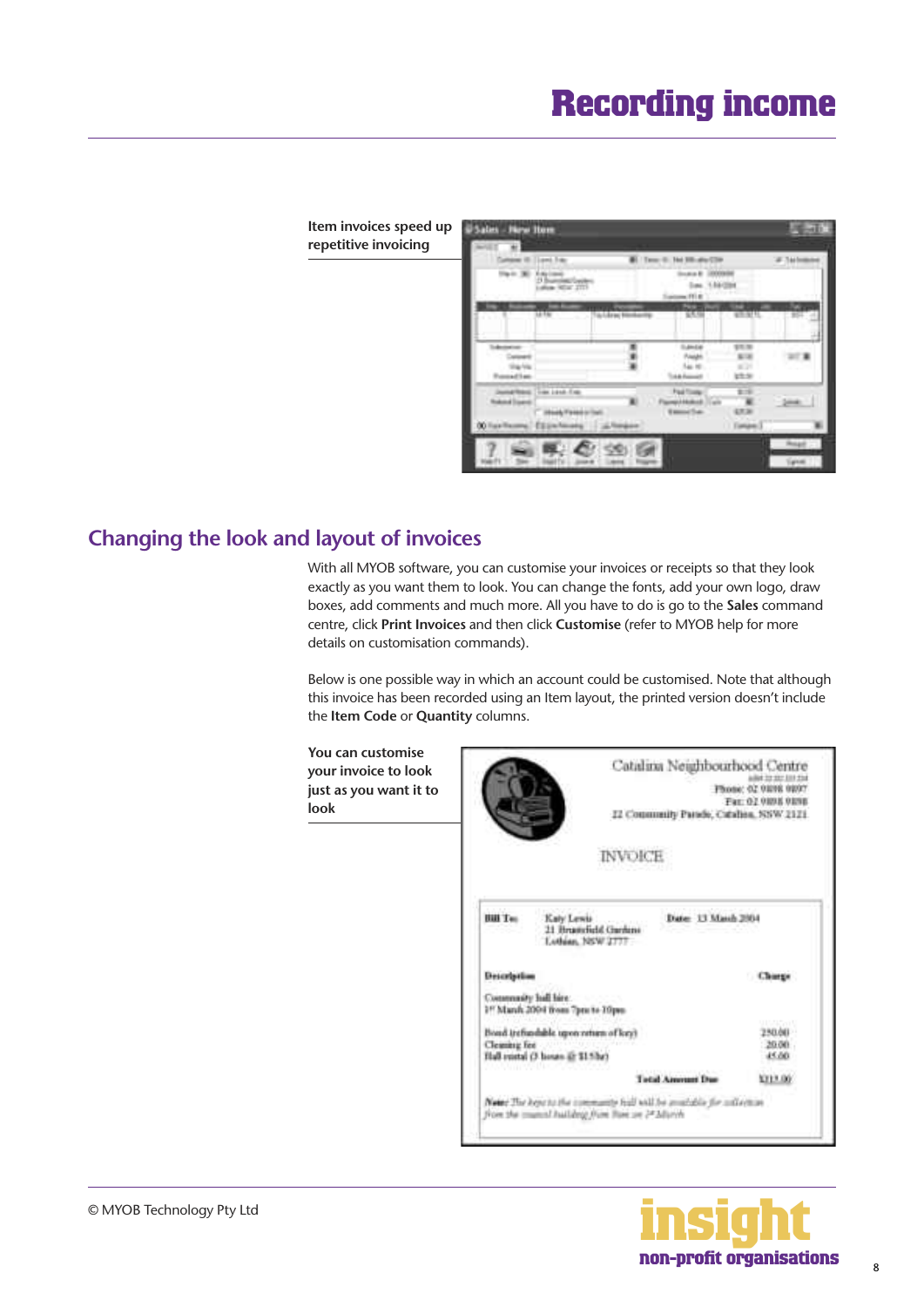# Recording income

**Item invoices speed up repetitive invoicing**

## Changing the look and layout of invoices

With all MYOB software, you can customise your invoices or receipts so that they look exactly as you want them to look. You can change the fonts, add your own logo, draw boxes, add comments and much more. All you have to do is go to the **Sales** command centre, click **Print Invoices** and then click **Customise** (refer to MYOB help for more details on customisation commands).

Below is one possible way in which an account could be customised. Note that although this invoice has been recorded using an Item layout, the printed version doesn't include the **Item Code** or **Quantity** columns.

**You can customise your invoice to look just as you want it to look**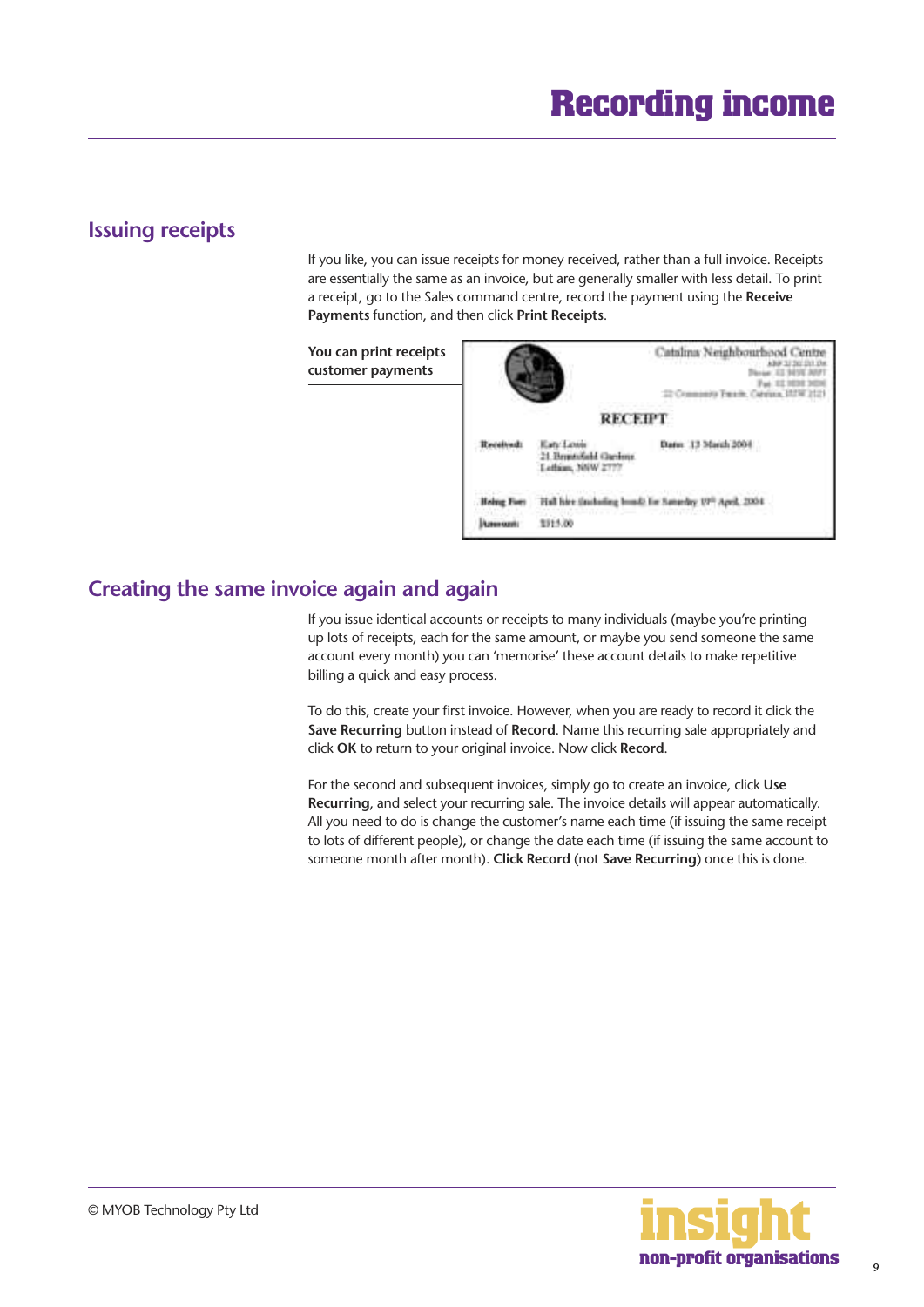# Recording income

## Issuing receipts

If you like, you can issue receipts for money received, rather than a full invoice. Receipts are essentially the same as an invoice, but are generally smaller with less detail. To print a receipt, go to the Sales command centre, record the payment using the **Receive Payments** function, and then click **Print Receipts**.

**You can print receipts customer payments**

## Creating the same invoice again and again

If you issue identical accounts or receipts to many individuals (maybe you're printing up lots of receipts, each for the same amount, or maybe you send someone the same account every month) you can 'memorise' these account details to make repetitive billing a quick and easy process.

To do this, create your first invoice. However, when you are ready to record it click the **Save Recurring** button instead of **Record**. Name this recurring sale appropriately and click **OK** to return to your original invoice. Now click **Record**.

For the second and subsequent invoices, simply go to create an invoice, click **Use Recurring**, and select your recurring sale. The invoice details will appear automatically. All you need to do is change the customer's name each time (if issuing the same receipt to lots of different people), or change the date each time (if issuing the same account to someone month after month). **Click Record** (not **Save Recurring**) once this is done.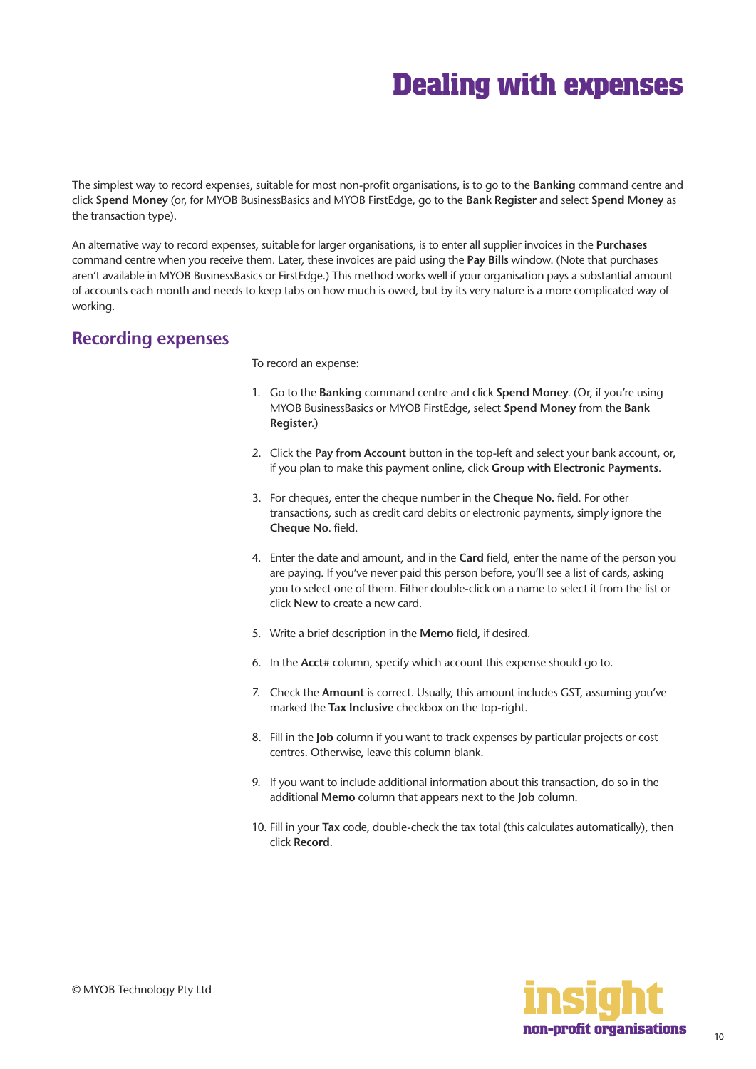# Dealing with expenses

The simplest way to record expenses, suitable for most non-profit organisations, is to go to the **Banking** command centre and click **Spend Money** (or, for MYOB BusinessBasics and MYOB FirstEdge, go to the **Bank Register** and select **Spend Money** as the transaction type).

An alternative way to record expenses, suitable for larger organisations, is to enter all supplier invoices in the **Purchases** command centre when you receive them. Later, these invoices are paid using the **Pay Bills** window. (Note that purchases aren't available in MYOB BusinessBasics or FirstEdge.) This method works well if your organisation pays a substantial amount of accounts each month and needs to keep tabs on how much is owed, but by its very nature is a more complicated way of working.

## Recording expenses

To record an expense:

1. Go to the **Banking** command centre and click **Spend Money**. (Or, if you're using MYOB BusinessBasics or MYOB FirstEdge, select **Spend Money** from the **Bank Register**.)
2. Click the **Pay from Account** button in the top-left and select your bank account, or, if you plan to make this payment online, click **Group with Electronic Payments**.
3. For cheques, enter the cheque number in the **Cheque No.** field. For other transactions, such as credit card debits or electronic payments, simply ignore the **Cheque No**. field.
4. Enter the date and amount, and in the **Card** field, enter the name of the person you are paying. If you've never paid this person before, you'll see a list of cards, asking you to select one of them. Either double-click on a name to select it from the list or click **New** to create a new card.
5. Write a brief description in the **Memo** field, if desired.
6. In the **Acct#** column, specify which account this expense should go to.
7. Check the **Amount** is correct. Usually, this amount includes GST, assuming you've marked the **Tax Inclusive** checkbox on the top-right.
8. Fill in the **Job** column if you want to track expenses by particular projects or cost centres. Otherwise, leave this column blank.
9. If you want to include additional information about this transaction, do so in the additional **Memo** column that appears next to the **Job** column.
10. Fill in your **Tax** code, double-check the tax total (this calculates automatically), then click **Record**.

© MYOB Technology Pty Ltd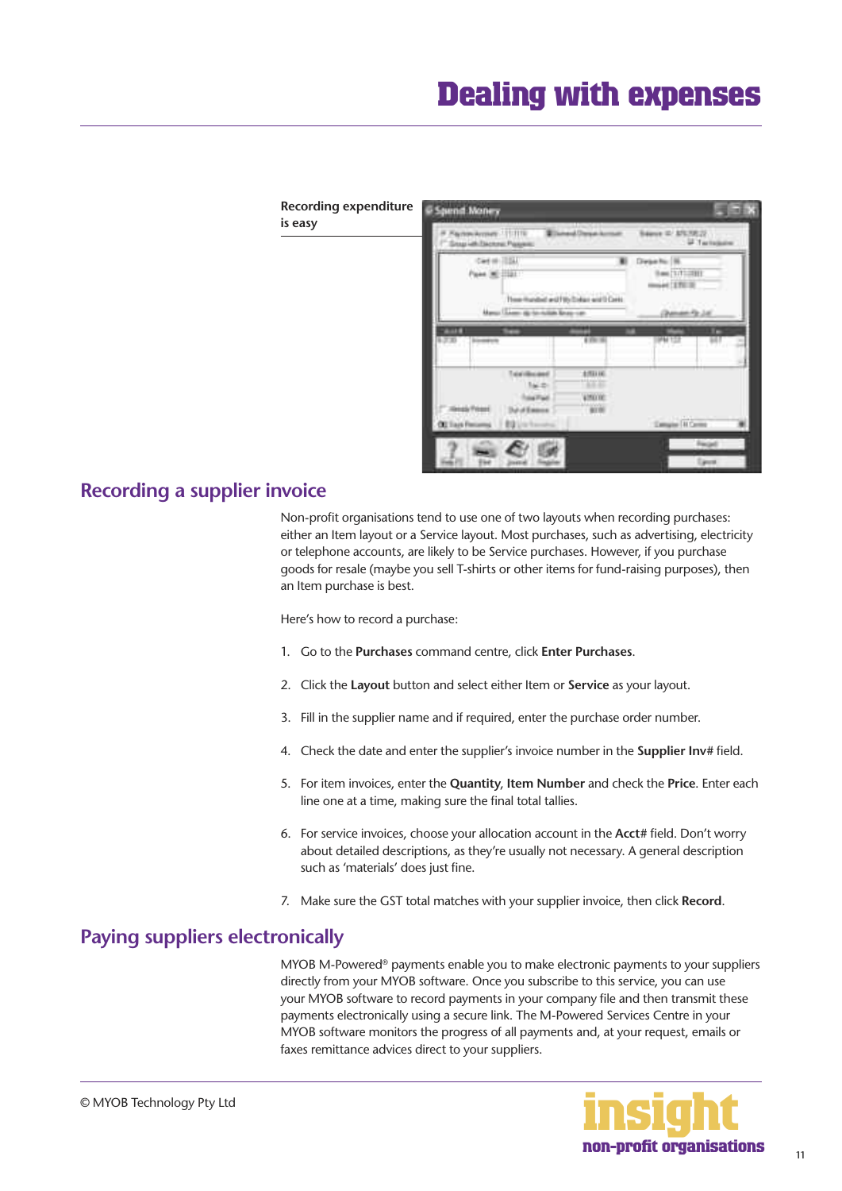# Dealing with expenses

**Recording expenditure is easy**

## Recording a supplier invoice

Non-profit organisations tend to use one of two layouts when recording purchases: either an Item layout or a Service layout. Most purchases, such as advertising, electricity or telephone accounts, are likely to be Service purchases. However, if you purchase goods for resale (maybe you sell T-shirts or other items for fund-raising purposes), then an Item purchase is best.

Here's how to record a purchase:

1. Go to the **Purchases** command centre, click **Enter Purchases**.
2. Click the **Layout** button and select either Item or **Service** as your layout.
3. Fill in the supplier name and if required, enter the purchase order number.
4. Check the date and enter the supplier's invoice number in the **Supplier Inv#** field.
5. For item invoices, enter the **Quantity**, **Item Number** and check the **Price**. Enter each line one at a time, making sure the final total tallies.
6. For service invoices, choose your allocation account in the **Acct#** field. Don't worry about detailed descriptions, as they're usually not necessary. A general description such as 'materials' does just fine.
7. Make sure the GST total matches with your supplier invoice, then click **Record**.

## Paying suppliers electronically

MYOB M-Powered® payments enable you to make electronic payments to your suppliers directly from your MYOB software. Once you subscribe to this service, you can use your MYOB software to record payments in your company file and then transmit these payments electronically using a secure link. The M-Powered Services Centre in your MYOB software monitors the progress of all payments and, at your request, emails or faxes remittance advices direct to your suppliers.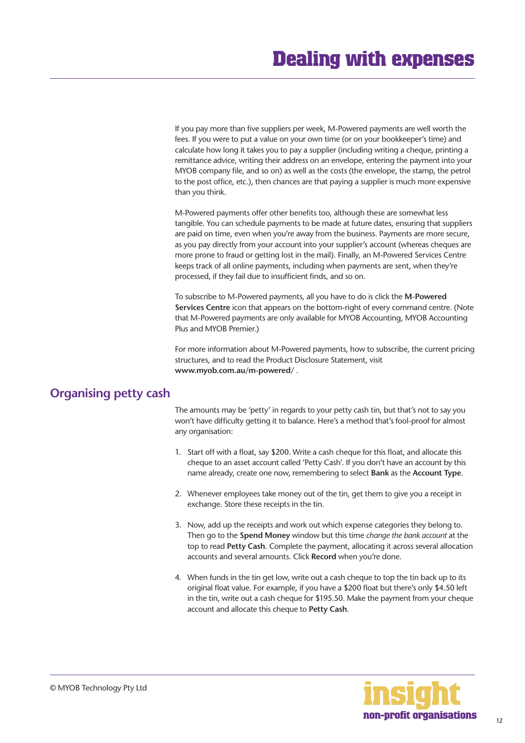If you pay more than five suppliers per week, M-Powered payments are well worth the fees. If you were to put a value on your own time (or on your bookkeeper's time) and calculate how long it takes you to pay a supplier (including writing a cheque, printing a remittance advice, writing their address on an envelope, entering the payment into your MYOB company file, and so on) as well as the costs (the envelope, the stamp, the petrol to the post office, etc.), then chances are that paying a supplier is much more expensive than you think.

M-Powered payments offer other benefits too, although these are somewhat less tangible. You can schedule payments to be made at future dates, ensuring that suppliers are paid on time, even when you're away from the business. Payments are more secure, as you pay directly from your account into your supplier's account (whereas cheques are more prone to fraud or getting lost in the mail). Finally, an M-Powered Services Centre keeps track of all online payments, including when payments are sent, when they're processed, if they fail due to insufficient finds, and so on.

To subscribe to M-Powered payments, all you have to do is click the **M-Powered Services Centre** icon that appears on the bottom-right of every command centre. (Note that M-Powered payments are only available for MYOB Accounting, MYOB Accounting Plus and MYOB Premier.)

For more information about M-Powered payments, how to subscribe, the current pricing structures, and to read the Product Disclosure Statement, visit **www.myob.com.au/m-powered/** .

## Organising petty cash

The amounts may be 'petty' in regards to your petty cash tin, but that's not to say you won't have difficulty getting it to balance. Here's a method that's fool-proof for almost any organisation:

1. Start off with a float, say $200. Write a cash cheque for this float, and allocate this cheque to an asset account called 'Petty Cash'. If you don't have an account by this name already, create one now, remembering to select **Bank** as the **Account Type**.

2. Whenever employees take money out of the tin, get them to give you a receipt in exchange. Store these receipts in the tin.

3. Now, add up the receipts and work out which expense categories they belong to. Then go to the **Spend Money** window but this time *change the bank account* at the top to read **Petty Cash**. Complete the payment, allocating it across several allocation accounts and several amounts. Click **Record** when you're done.

4. When funds in the tin get low, write out a cash cheque to top the tin back up to its original float value. For example, if you have a $200 float but there's only $4.50 left in the tin, write out a cash cheque for $195.50. Make the payment from your cheque account and allocate this cheque to **Petty Cash**.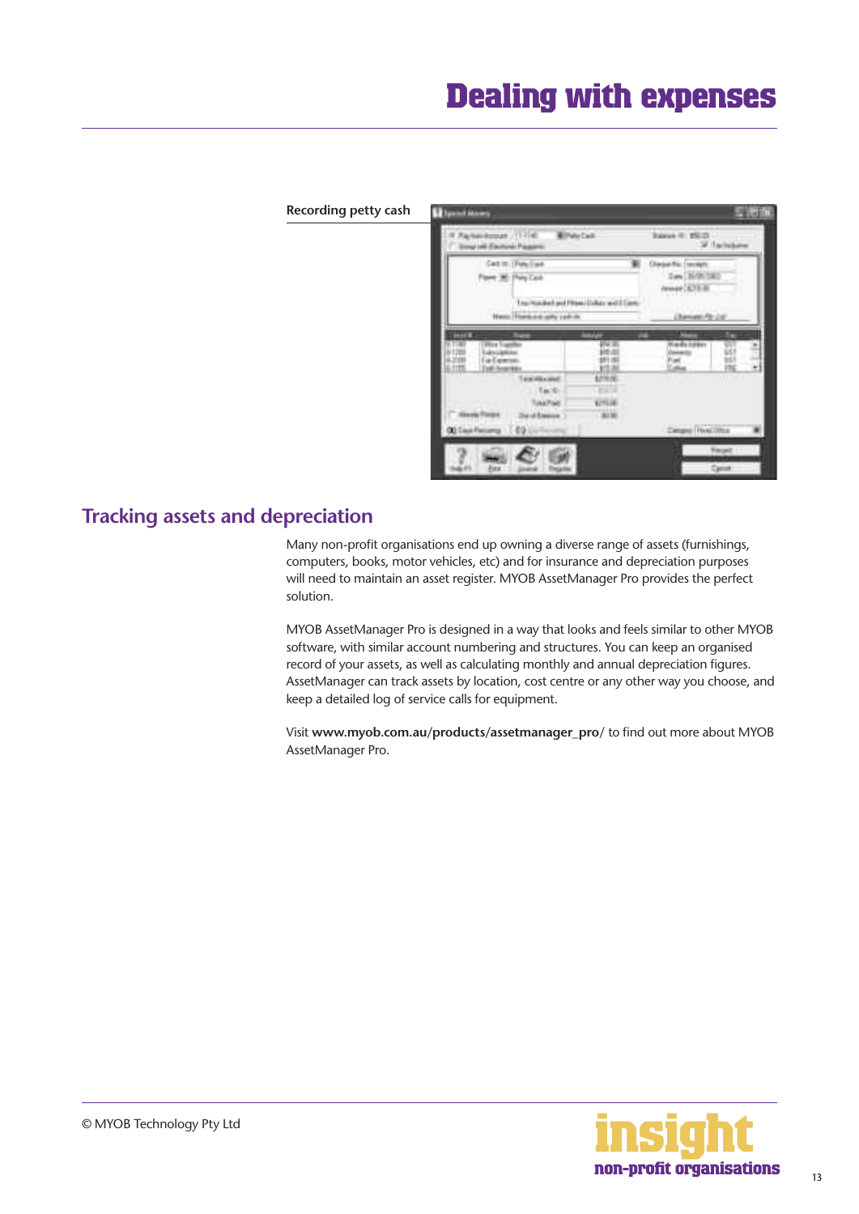# Dealing with expenses

**Recording petty cash**

## Tracking assets and depreciation

Many non-profit organisations end up owning a diverse range of assets (furnishings, computers, books, motor vehicles, etc) and for insurance and depreciation purposes will need to maintain an asset register. MYOB AssetManager Pro provides the perfect solution.

MYOB AssetManager Pro is designed in a way that looks and feels similar to other MYOB software, with similar account numbering and structures. You can keep an organised record of your assets, as well as calculating monthly and annual depreciation figures. AssetManager can track assets by location, cost centre or any other way you choose, and keep a detailed log of service calls for equipment.

Visit **www.myob.com.au/products/assetmanager_pro/** to find out more about MYOB AssetManager Pro.

© MYOB Technology Pty Ltd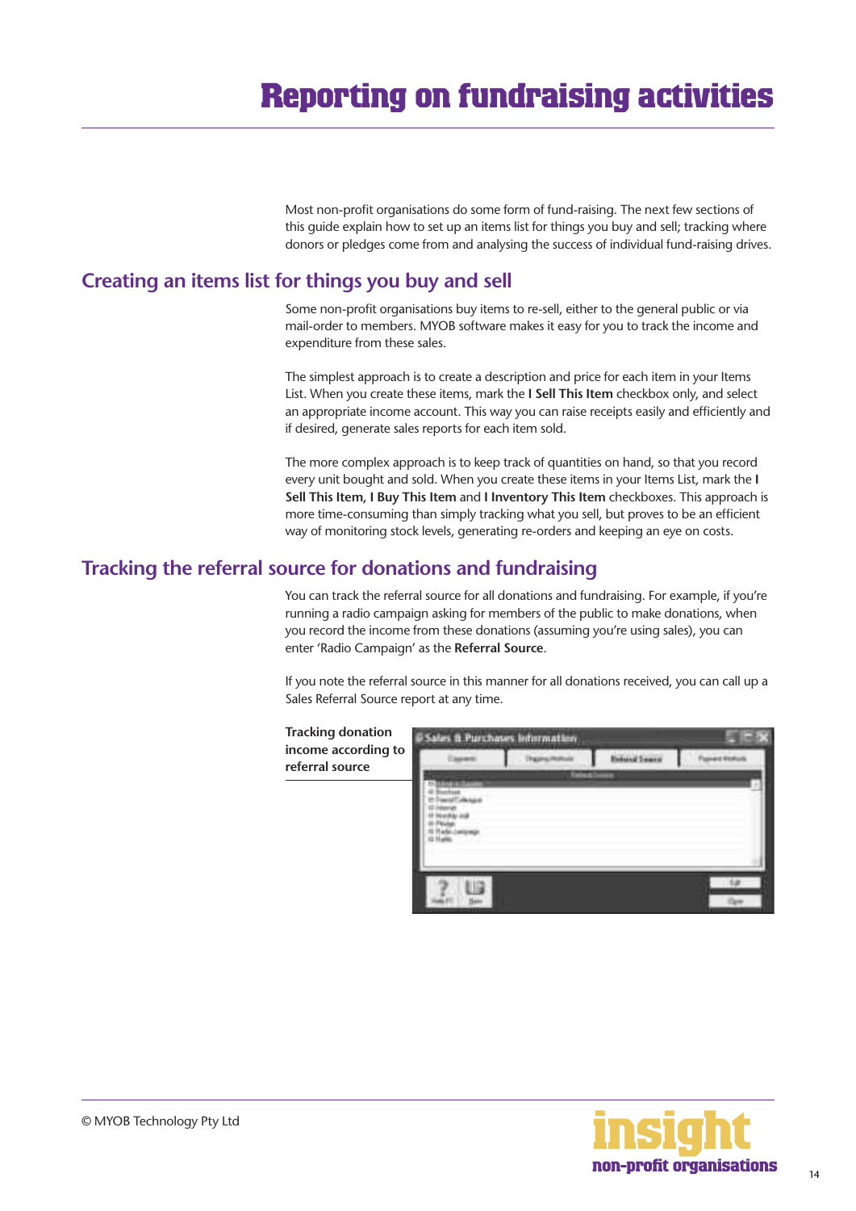# Reporting on fundraising activities

Most non-profit organisations do some form of fund-raising. The next few sections of this guide explain how to set up an items list for things you buy and sell; tracking where donors or pledges come from and analysing the success of individual fund-raising drives.

## Creating an items list for things you buy and sell

Some non-profit organisations buy items to re-sell, either to the general public or via mail-order to members. MYOB software makes it easy for you to track the income and expenditure from these sales.

The simplest approach is to create a description and price for each item in your Items List. When you create these items, mark the **I Sell This Item** checkbox only, and select an appropriate income account. This way you can raise receipts easily and efficiently and if desired, generate sales reports for each item sold.

The more complex approach is to keep track of quantities on hand, so that you record every unit bought and sold. When you create these items in your Items List, mark the **I Sell This Item, I Buy This Item** and **I Inventory This Item** checkboxes. This approach is more time-consuming than simply tracking what you sell, but proves to be an efficient way of monitoring stock levels, generating re-orders and keeping an eye on costs.

## Tracking the referral source for donations and fundraising

You can track the referral source for all donations and fundraising. For example, if you're running a radio campaign asking for members of the public to make donations, when you record the income from these donations (assuming you're using sales), you can enter 'Radio Campaign' as the **Referral Source**.

If you note the referral source in this manner for all donations received, you can call up a Sales Referral Source report at any time.

**Tracking donation income according to referral source**

© MYOB Technology Pty Ltd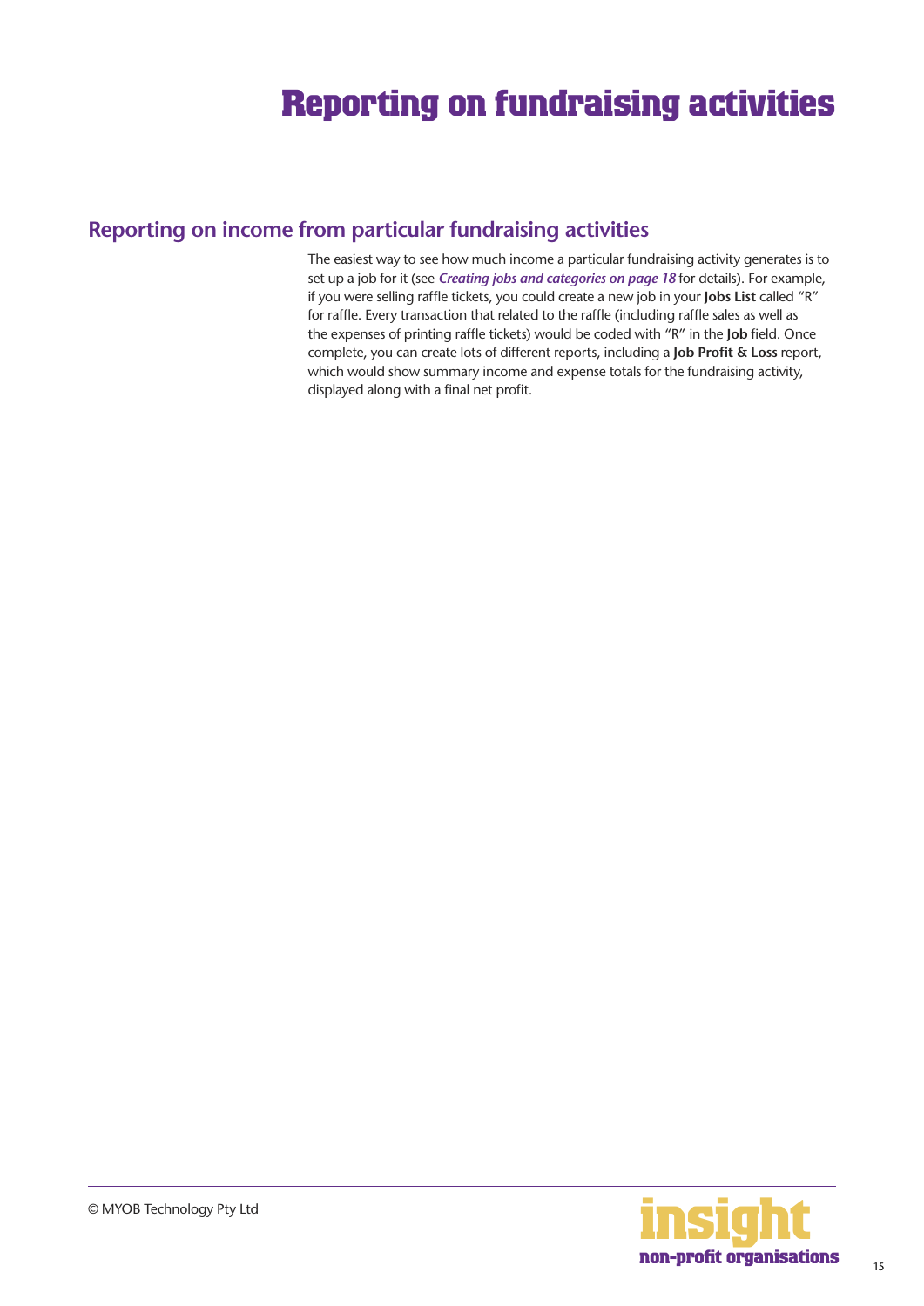# Reporting on fundraising activities

## Reporting on income from particular fundraising activities

The easiest way to see how much income a particular fundraising activity generates is to set up a job for it (see ***Creating jobs and categories on page 18*** for details). For example, if you were selling raffle tickets, you could create a new job in your **Jobs List** called "R" for raffle. Every transaction that related to the raffle (including raffle sales as well as the expenses of printing raffle tickets) would be coded with "R" in the **Job** field. Once complete, you can create lots of different reports, including a **Job Profit & Loss** report, which would show summary income and expense totals for the fundraising activity, displayed along with a final net profit.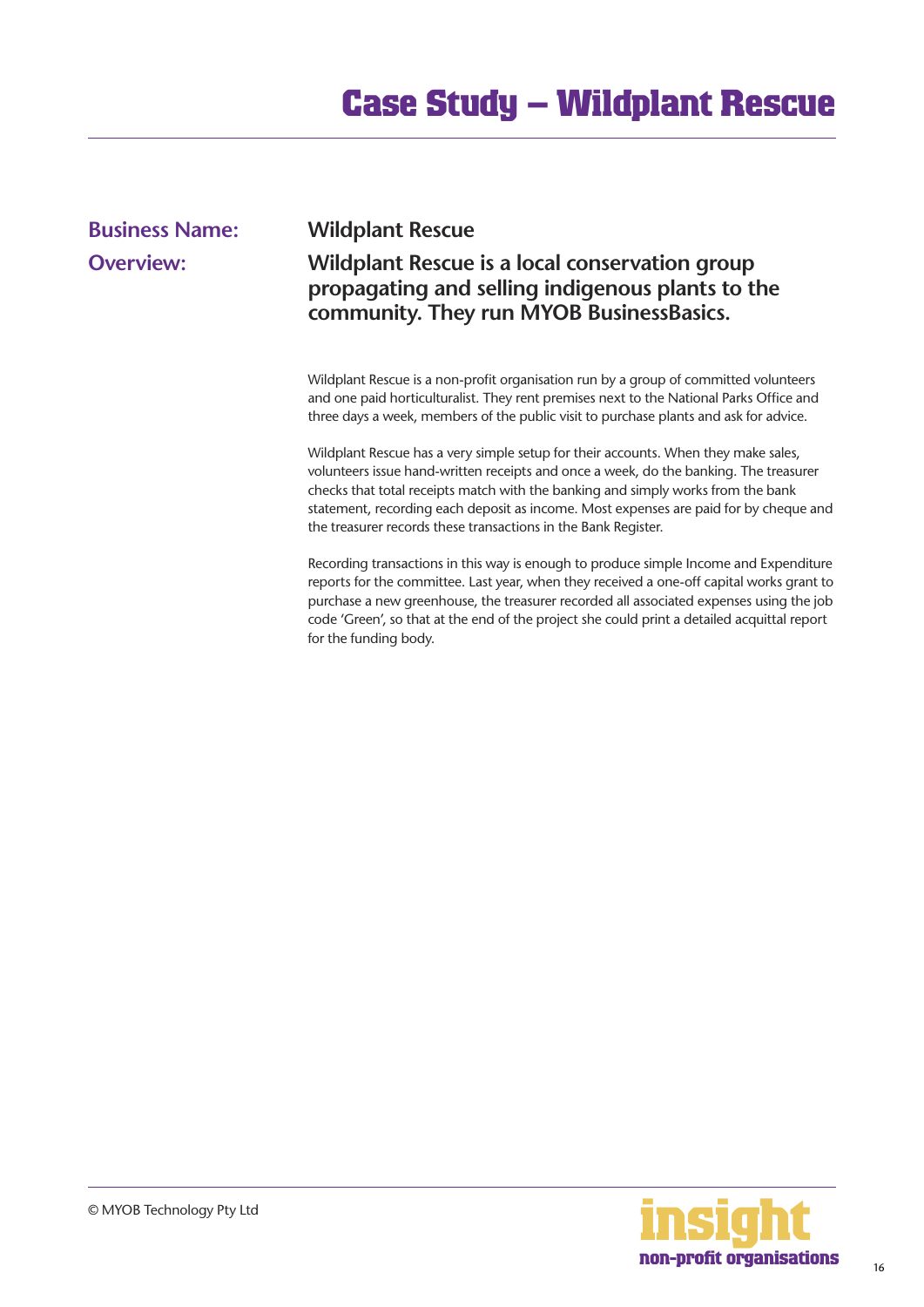# Case Study – Wildplant Rescue

**Business Name:** **Wildplant Rescue**

**Overview:** **Wildplant Rescue is a local conservation group propagating and selling indigenous plants to the community. They run MYOB BusinessBasics.**

Wildplant Rescue is a non-profit organisation run by a group of committed volunteers and one paid horticulturalist. They rent premises next to the National Parks Office and three days a week, members of the public visit to purchase plants and ask for advice.

Wildplant Rescue has a very simple setup for their accounts. When they make sales, volunteers issue hand-written receipts and once a week, do the banking. The treasurer checks that total receipts match with the banking and simply works from the bank statement, recording each deposit as income. Most expenses are paid for by cheque and the treasurer records these transactions in the Bank Register.

Recording transactions in this way is enough to produce simple Income and Expenditure reports for the committee. Last year, when they received a one-off capital works grant to purchase a new greenhouse, the treasurer recorded all associated expenses using the job code 'Green', so that at the end of the project she could print a detailed acquittal report for the funding body.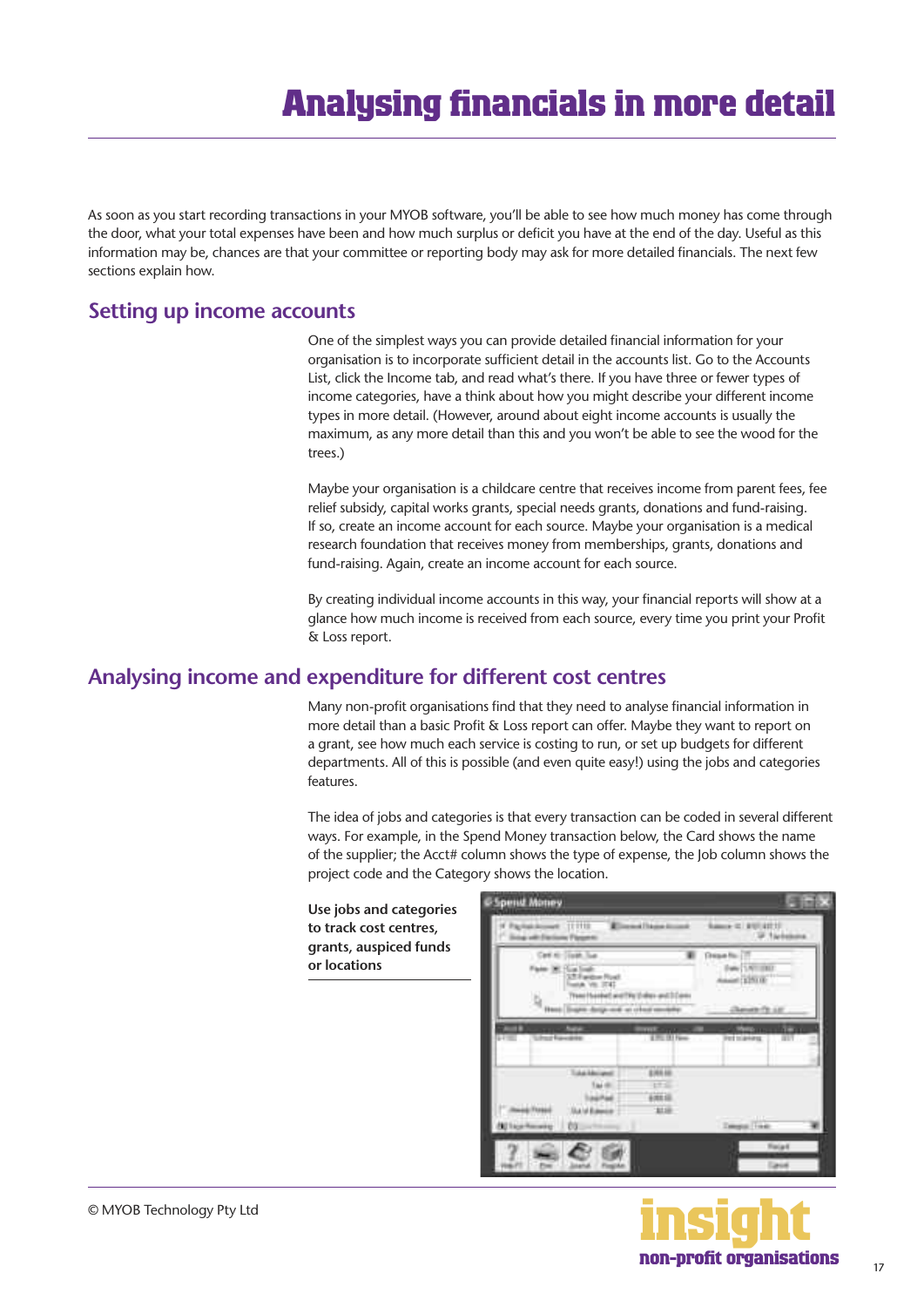# Analysing financials in more detail

As soon as you start recording transactions in your MYOB software, you'll be able to see how much money has come through the door, what your total expenses have been and how much surplus or deficit you have at the end of the day. Useful as this information may be, chances are that your committee or reporting body may ask for more detailed financials. The next few sections explain how.

## Setting up income accounts

One of the simplest ways you can provide detailed financial information for your organisation is to incorporate sufficient detail in the accounts list. Go to the Accounts List, click the Income tab, and read what's there. If you have three or fewer types of income categories, have a think about how you might describe your different income types in more detail. (However, around about eight income accounts is usually the maximum, as any more detail than this and you won't be able to see the wood for the trees.)

Maybe your organisation is a childcare centre that receives income from parent fees, fee relief subsidy, capital works grants, special needs grants, donations and fund-raising. If so, create an income account for each source. Maybe your organisation is a medical research foundation that receives money from memberships, grants, donations and fund-raising. Again, create an income account for each source.

By creating individual income accounts in this way, your financial reports will show at a glance how much income is received from each source, every time you print your Profit & Loss report.

## Analysing income and expenditure for different cost centres

Many non-profit organisations find that they need to analyse financial information in more detail than a basic Profit & Loss report can offer. Maybe they want to report on a grant, see how much each service is costing to run, or set up budgets for different departments. All of this is possible (and even quite easy!) using the jobs and categories features.

The idea of jobs and categories is that every transaction can be coded in several different ways. For example, in the Spend Money transaction below, the Card shows the name of the supplier; the Acct# column shows the type of expense, the Job column shows the project code and the Category shows the location.

**Use jobs and categories to track cost centres, grants, auspiced funds or locations**

© MYOB Technology Pty Ltd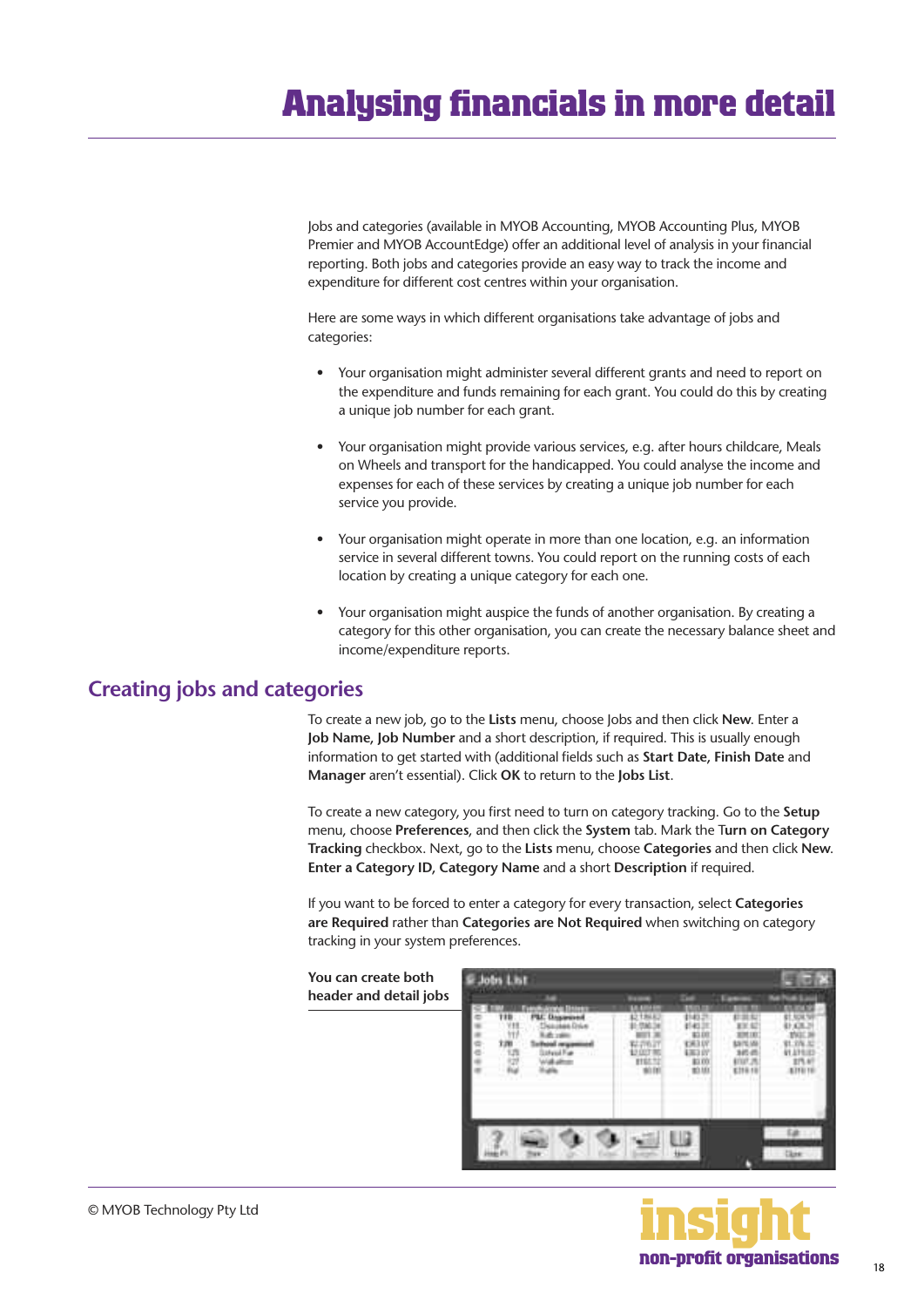# Analysing financials in more detail

Jobs and categories (available in MYOB Accounting, MYOB Accounting Plus, MYOB Premier and MYOB AccountEdge) offer an additional level of analysis in your financial reporting. Both jobs and categories provide an easy way to track the income and expenditure for different cost centres within your organisation.

Here are some ways in which different organisations take advantage of jobs and categories:

- Your organisation might administer several different grants and need to report on the expenditure and funds remaining for each grant. You could do this by creating a unique job number for each grant.
- Your organisation might provide various services, e.g. after hours childcare, Meals on Wheels and transport for the handicapped. You could analyse the income and expenses for each of these services by creating a unique job number for each service you provide.
- Your organisation might operate in more than one location, e.g. an information service in several different towns. You could report on the running costs of each location by creating a unique category for each one.
- Your organisation might auspice the funds of another organisation. By creating a category for this other organisation, you can create the necessary balance sheet and income/expenditure reports.

## Creating jobs and categories

To create a new job, go to the **Lists** menu, choose Jobs and then click **New**. Enter a **Job Name**, **Job Number** and a short description, if required. This is usually enough information to get started with (additional fields such as **Start Date, Finish Date** and **Manager** aren't essential). Click **OK** to return to the **Jobs List**.

To create a new category, you first need to turn on category tracking. Go to the **Setup** menu, choose **Preferences**, and then click the **System** tab. Mark the T**urn on Category Tracking** checkbox. Next, go to the **Lists** menu, choose **Categories** and then click **New**. **Enter a Category ID, Category Name** and a short **Description** if required.

If you want to be forced to enter a category for every transaction, select **Categories are Required** rather than **Categories are Not Required** when switching on category tracking in your system preferences.

**You can create both header and detail jobs**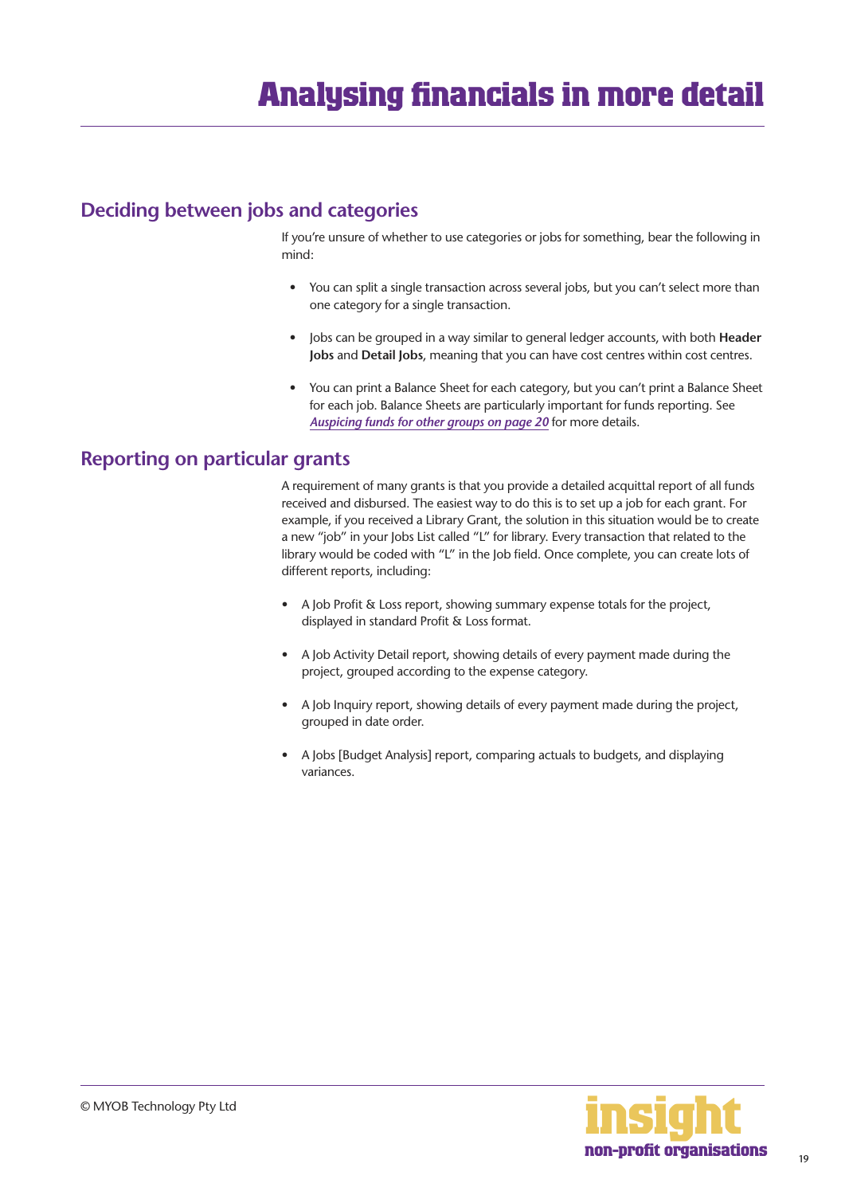# Analysing financials in more detail

## Deciding between jobs and categories

If you're unsure of whether to use categories or jobs for something, bear the following in mind:

- You can split a single transaction across several jobs, but you can't select more than one category for a single transaction.
- Jobs can be grouped in a way similar to general ledger accounts, with both **Header Jobs** and **Detail Jobs**, meaning that you can have cost centres within cost centres.
- You can print a Balance Sheet for each category, but you can't print a Balance Sheet for each job. Balance Sheets are particularly important for funds reporting. See *Auspicing funds for other groups on page 20* for more details.

## Reporting on particular grants

A requirement of many grants is that you provide a detailed acquittal report of all funds received and disbursed. The easiest way to do this is to set up a job for each grant. For example, if you received a Library Grant, the solution in this situation would be to create a new "job" in your Jobs List called "L" for library. Every transaction that related to the library would be coded with "L" in the Job field. Once complete, you can create lots of different reports, including:

- A Job Profit & Loss report, showing summary expense totals for the project, displayed in standard Profit & Loss format.
- A Job Activity Detail report, showing details of every payment made during the project, grouped according to the expense category.
- A Job Inquiry report, showing details of every payment made during the project, grouped in date order.
- A Jobs [Budget Analysis] report, comparing actuals to budgets, and displaying variances.

© MYOB Technology Pty Ltd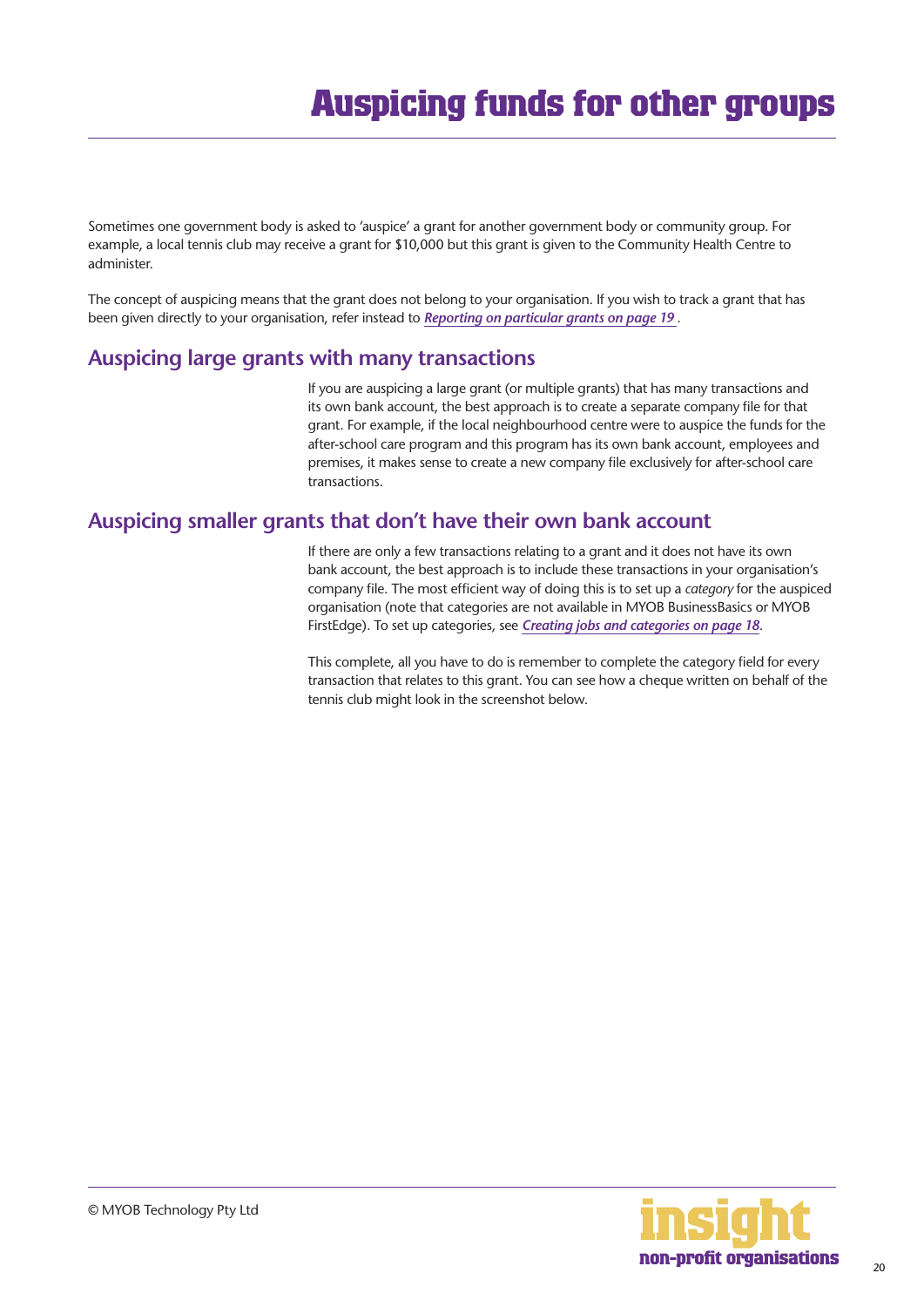# Auspicing funds for other groups

Sometimes one government body is asked to 'auspice' a grant for another government body or community group. For example, a local tennis club may receive a grant for $10,000 but this grant is given to the Community Health Centre to administer.

The concept of auspicing means that the grant does not belong to your organisation. If you wish to track a grant that has been given directly to your organisation, refer instead to ***Reporting on particular grants on page 19*** .

## Auspicing large grants with many transactions

If you are auspicing a large grant (or multiple grants) that has many transactions and its own bank account, the best approach is to create a separate company file for that grant. For example, if the local neighbourhood centre were to auspice the funds for the after-school care program and this program has its own bank account, employees and premises, it makes sense to create a new company file exclusively for after-school care transactions.

## Auspicing smaller grants that don't have their own bank account

If there are only a few transactions relating to a grant and it does not have its own bank account, the best approach is to include these transactions in your organisation's company file. The most efficient way of doing this is to set up a *category* for the auspiced organisation (note that categories are not available in MYOB BusinessBasics or MYOB FirstEdge). To set up categories, see ***Creating jobs and categories on page 18***.

This complete, all you have to do is remember to complete the category field for every transaction that relates to this grant. You can see how a cheque written on behalf of the tennis club might look in the screenshot below.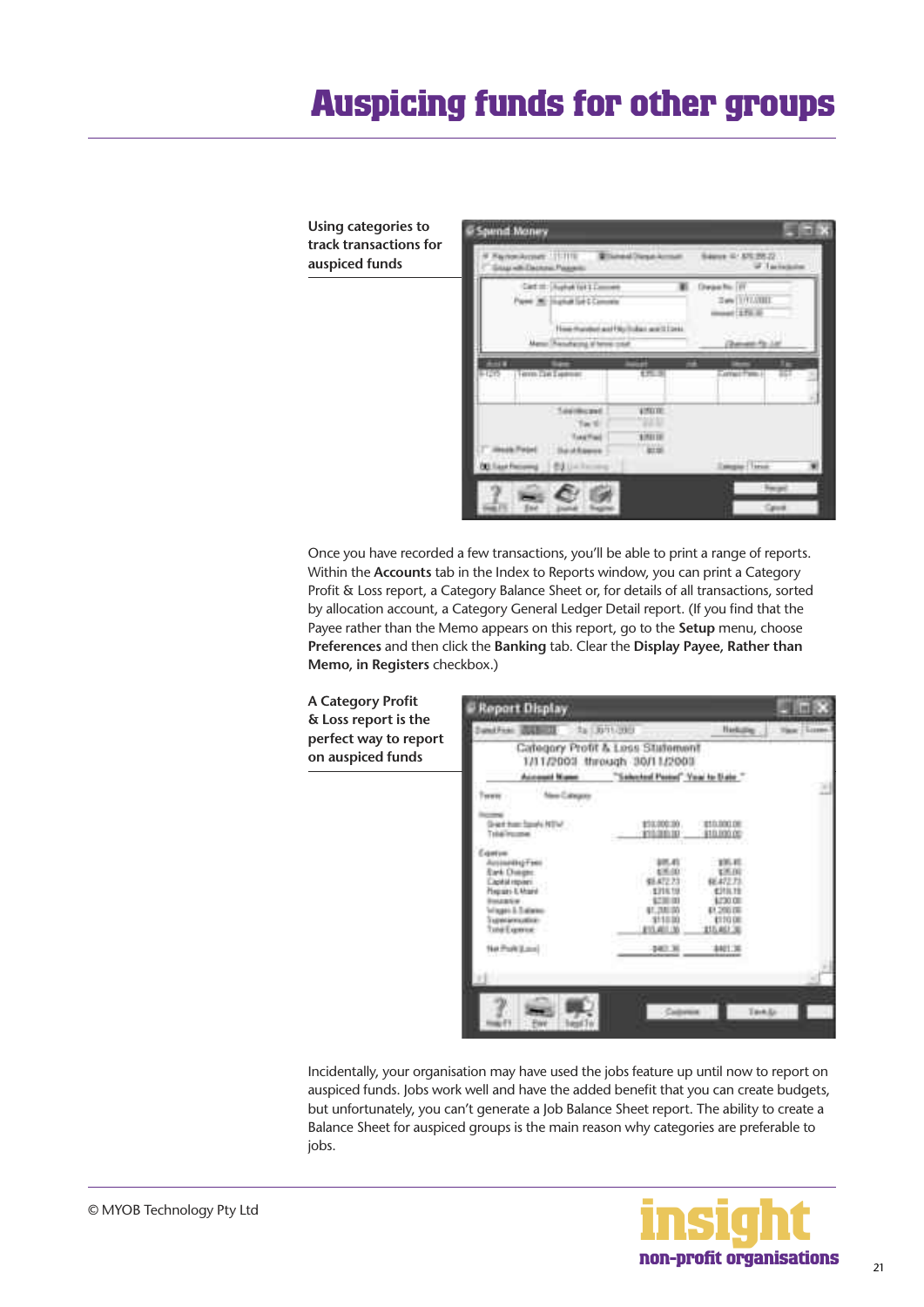# Auspicing funds for other groups

**Using categories to track transactions for auspiced funds**

Once you have recorded a few transactions, you'll be able to print a range of reports. Within the **Accounts** tab in the Index to Reports window, you can print a Category Profit & Loss report, a Category Balance Sheet or, for details of all transactions, sorted by allocation account, a Category General Ledger Detail report. (If you find that the Payee rather than the Memo appears on this report, go to the **Setup** menu, choose **Preferences** and then click the **Banking** tab. Clear the **Display Payee, Rather than Memo, in Registers** checkbox.)

**A Category Profit & Loss report is the perfect way to report on auspiced funds**

Incidentally, your organisation may have used the jobs feature up until now to report on auspiced funds. Jobs work well and have the added benefit that you can create budgets, but unfortunately, you can't generate a Job Balance Sheet report. The ability to create a Balance Sheet for auspiced groups is the main reason why categories are preferable to jobs.

© MYOB Technology Pty Ltd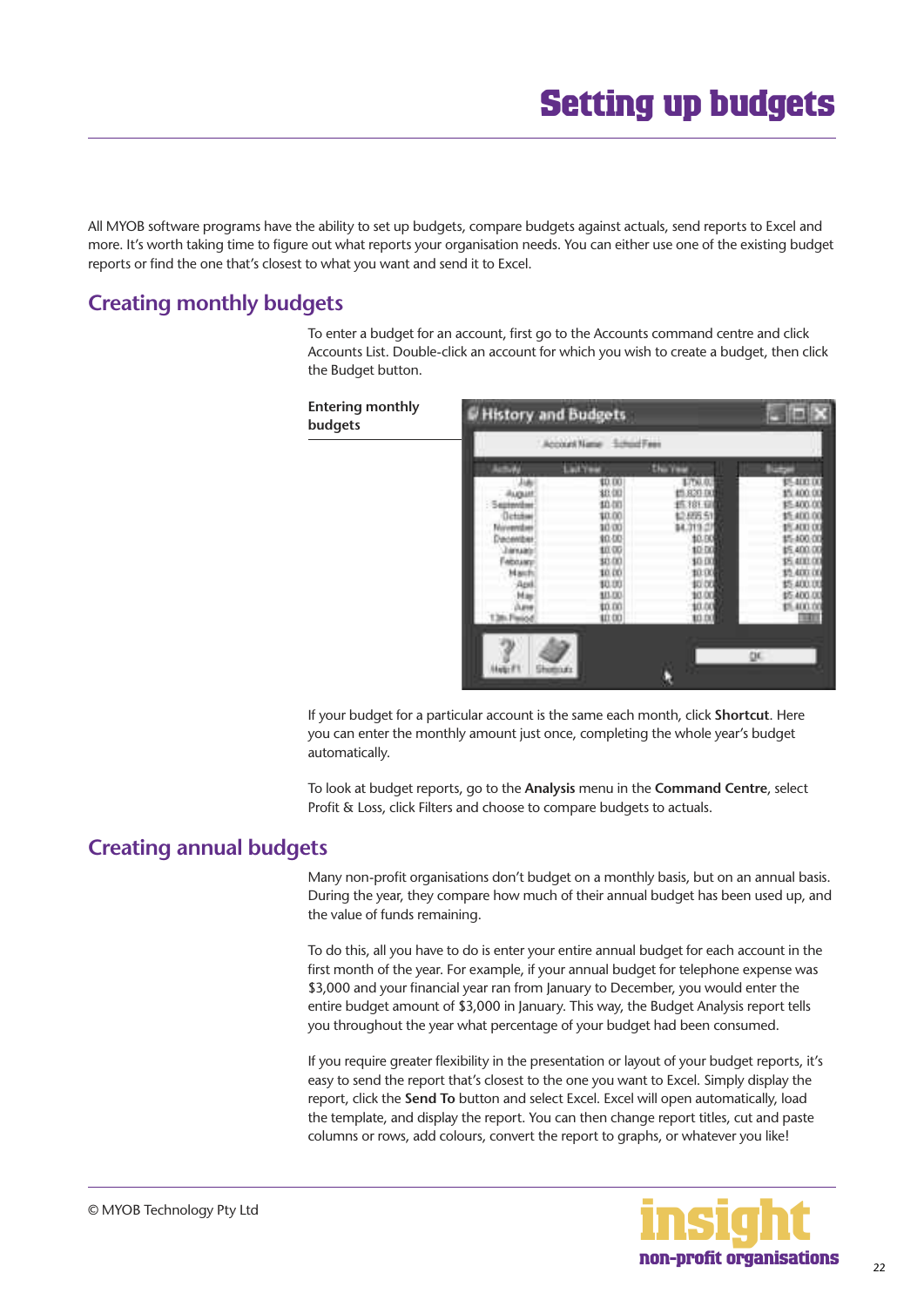# Setting up budgets

All MYOB software programs have the ability to set up budgets, compare budgets against actuals, send reports to Excel and more. It's worth taking time to figure out what reports your organisation needs. You can either use one of the existing budget reports or find the one that's closest to what you want and send it to Excel.

## Creating monthly budgets

To enter a budget for an account, first go to the Accounts command centre and click Accounts List. Double-click an account for which you wish to create a budget, then click the Budget button.

**Entering monthly budgets**

If your budget for a particular account is the same each month, click **Shortcut**. Here you can enter the monthly amount just once, completing the whole year's budget automatically.

To look at budget reports, go to the **Analysis** menu in the **Command Centre**, select Profit & Loss, click Filters and choose to compare budgets to actuals.

## Creating annual budgets

Many non-profit organisations don't budget on a monthly basis, but on an annual basis. During the year, they compare how much of their annual budget has been used up, and the value of funds remaining.

To do this, all you have to do is enter your entire annual budget for each account in the first month of the year. For example, if your annual budget for telephone expense was $3,000 and your financial year ran from January to December, you would enter the entire budget amount of $3,000 in January. This way, the Budget Analysis report tells you throughout the year what percentage of your budget had been consumed.

If you require greater flexibility in the presentation or layout of your budget reports, it's easy to send the report that's closest to the one you want to Excel. Simply display the report, click the **Send To** button and select Excel. Excel will open automatically, load the template, and display the report. You can then change report titles, cut and paste columns or rows, add colours, convert the report to graphs, or whatever you like!

© MYOB Technology Pty Ltd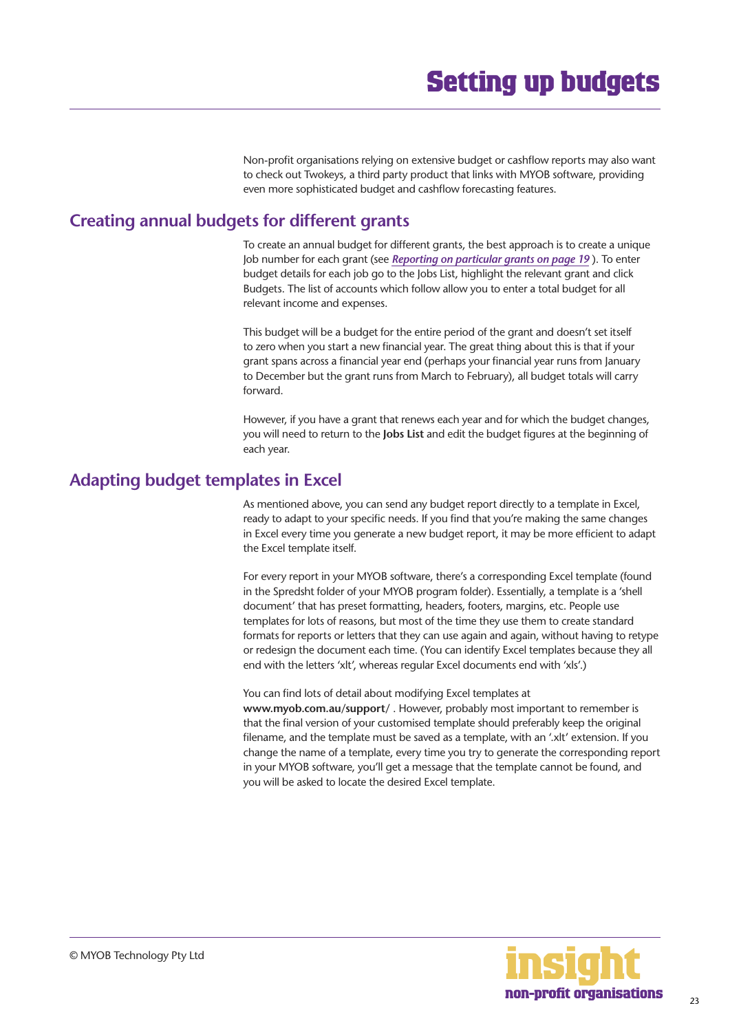Non-profit organisations relying on extensive budget or cashflow reports may also want to check out Twokeys, a third party product that links with MYOB software, providing even more sophisticated budget and cashflow forecasting features.

## Creating annual budgets for different grants

To create an annual budget for different grants, the best approach is to create a unique Job number for each grant (see ***Reporting on particular grants on page 19***). To enter budget details for each job go to the Jobs List, highlight the relevant grant and click Budgets. The list of accounts which follow allow you to enter a total budget for all relevant income and expenses.

This budget will be a budget for the entire period of the grant and doesn't set itself to zero when you start a new financial year. The great thing about this is that if your grant spans across a financial year end (perhaps your financial year runs from January to December but the grant runs from March to February), all budget totals will carry forward.

However, if you have a grant that renews each year and for which the budget changes, you will need to return to the **Jobs List** and edit the budget figures at the beginning of each year.

## Adapting budget templates in Excel

As mentioned above, you can send any budget report directly to a template in Excel, ready to adapt to your specific needs. If you find that you're making the same changes in Excel every time you generate a new budget report, it may be more efficient to adapt the Excel template itself.

For every report in your MYOB software, there's a corresponding Excel template (found in the Spredsht folder of your MYOB program folder). Essentially, a template is a 'shell document' that has preset formatting, headers, footers, margins, etc. People use templates for lots of reasons, but most of the time they use them to create standard formats for reports or letters that they can use again and again, without having to retype or redesign the document each time. (You can identify Excel templates because they all end with the letters 'xlt', whereas regular Excel documents end with 'xls'.)

You can find lots of detail about modifying Excel templates at **www.myob.com.au/support/** . However, probably most important to remember is that the final version of your customised template should preferably keep the original filename, and the template must be saved as a template, with an '.xlt' extension. If you change the name of a template, every time you try to generate the corresponding report in your MYOB software, you'll get a message that the template cannot be found, and you will be asked to locate the desired Excel template.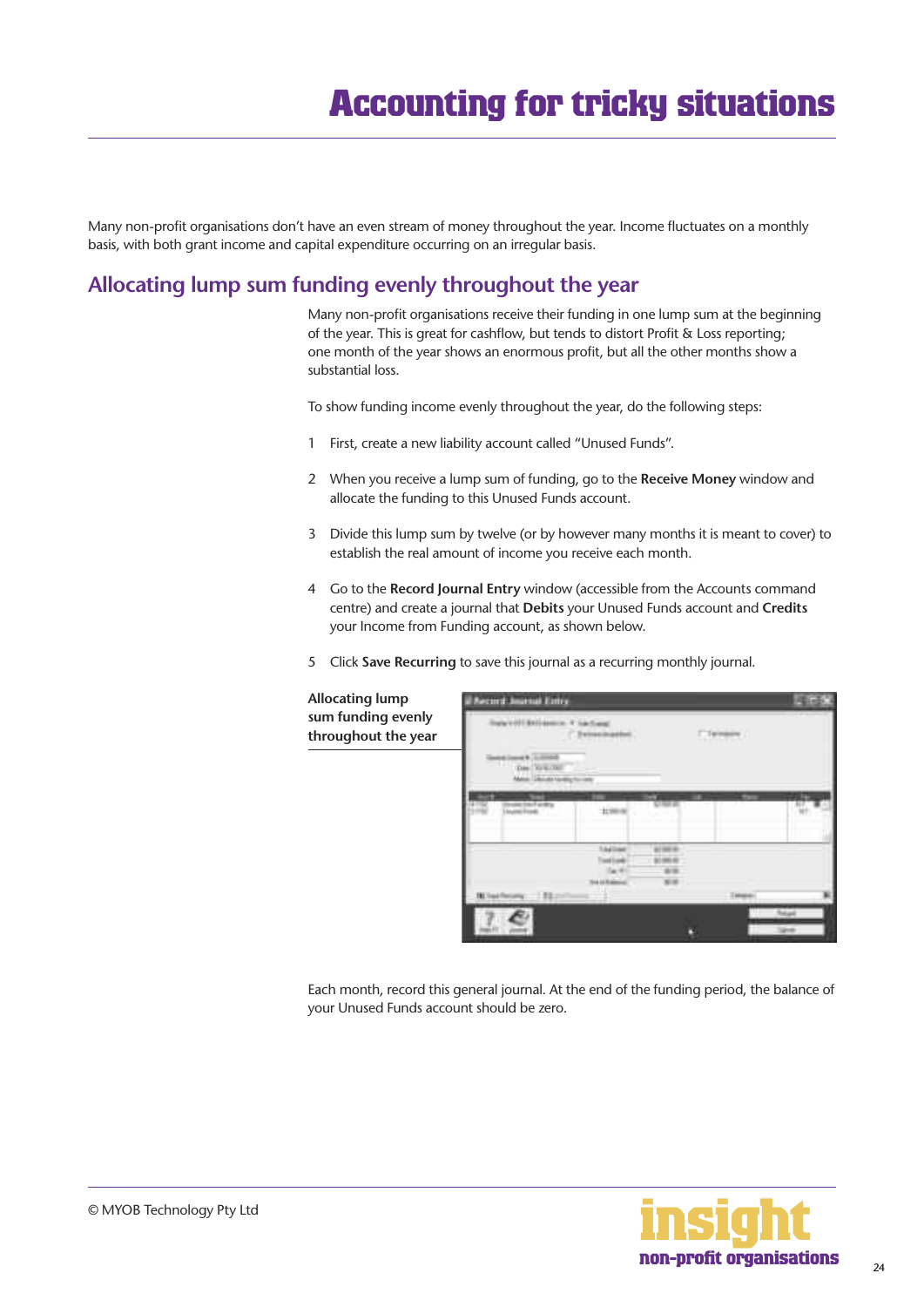# Accounting for tricky situations

Many non-profit organisations don't have an even stream of money throughout the year. Income fluctuates on a monthly basis, with both grant income and capital expenditure occurring on an irregular basis.

## Allocating lump sum funding evenly throughout the year

Many non-profit organisations receive their funding in one lump sum at the beginning of the year. This is great for cashflow, but tends to distort Profit & Loss reporting; one month of the year shows an enormous profit, but all the other months show a substantial loss.

To show funding income evenly throughout the year, do the following steps:

1. First, create a new liability account called "Unused Funds".
2. When you receive a lump sum of funding, go to the **Receive Money** window and allocate the funding to this Unused Funds account.
3. Divide this lump sum by twelve (or by however many months it is meant to cover) to establish the real amount of income you receive each month.
4. Go to the **Record Journal Entry** window (accessible from the Accounts command centre) and create a journal that **Debits** your Unused Funds account and **Credits** your Income from Funding account, as shown below.
5. Click **Save Recurring** to save this journal as a recurring monthly journal.

**Allocating lump sum funding evenly throughout the year**

Each month, record this general journal. At the end of the funding period, the balance of your Unused Funds account should be zero.

© MYOB Technology Pty Ltd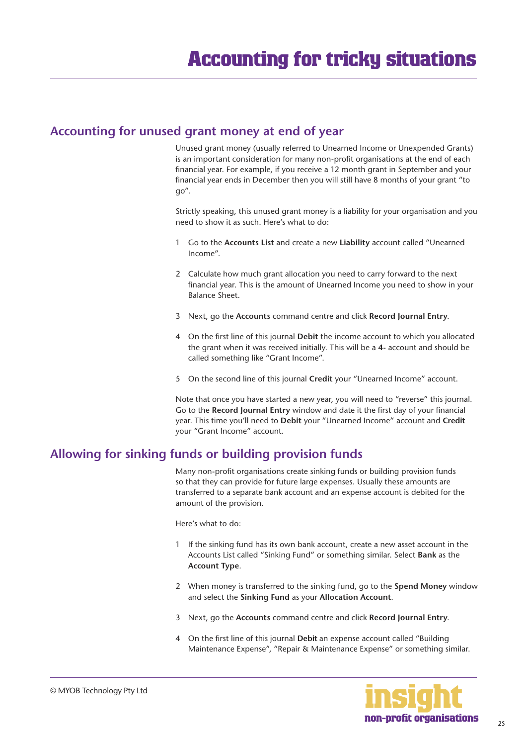# Accounting for tricky situations

## Accounting for unused grant money at end of year

Unused grant money (usually referred to Unearned Income or Unexpended Grants) is an important consideration for many non-profit organisations at the end of each financial year. For example, if you receive a 12 month grant in September and your financial year ends in December then you will still have 8 months of your grant "to go".

Strictly speaking, this unused grant money is a liability for your organisation and you need to show it as such. Here's what to do:

1. Go to the **Accounts List** and create a new **Liability** account called "Unearned Income".
2. Calculate how much grant allocation you need to carry forward to the next financial year. This is the amount of Unearned Income you need to show in your Balance Sheet.
3. Next, go the **Accounts** command centre and click **Record Journal Entry**.
4. On the first line of this journal **Debit** the income account to which you allocated the grant when it was received initially. This will be a **4-** account and should be called something like "Grant Income".
5. On the second line of this journal **Credit** your "Unearned Income" account.

Note that once you have started a new year, you will need to "reverse" this journal. Go to the **Record Journal Entry** window and date it the first day of your financial year. This time you'll need to **Debit** your "Unearned Income" account and **Credit** your "Grant Income" account.

## Allowing for sinking funds or building provision funds

Many non-profit organisations create sinking funds or building provision funds so that they can provide for future large expenses. Usually these amounts are transferred to a separate bank account and an expense account is debited for the amount of the provision.

Here's what to do:

1. If the sinking fund has its own bank account, create a new asset account in the Accounts List called "Sinking Fund" or something similar. Select **Bank** as the **Account Type**.
2. When money is transferred to the sinking fund, go to the **Spend Money** window and select the **Sinking Fund** as your **Allocation Account**.
3. Next, go the **Accounts** command centre and click **Record Journal Entry**.
4. On the first line of this journal **Debit** an expense account called "Building Maintenance Expense", "Repair & Maintenance Expense" or something similar.

© MYOB Technology Pty Ltd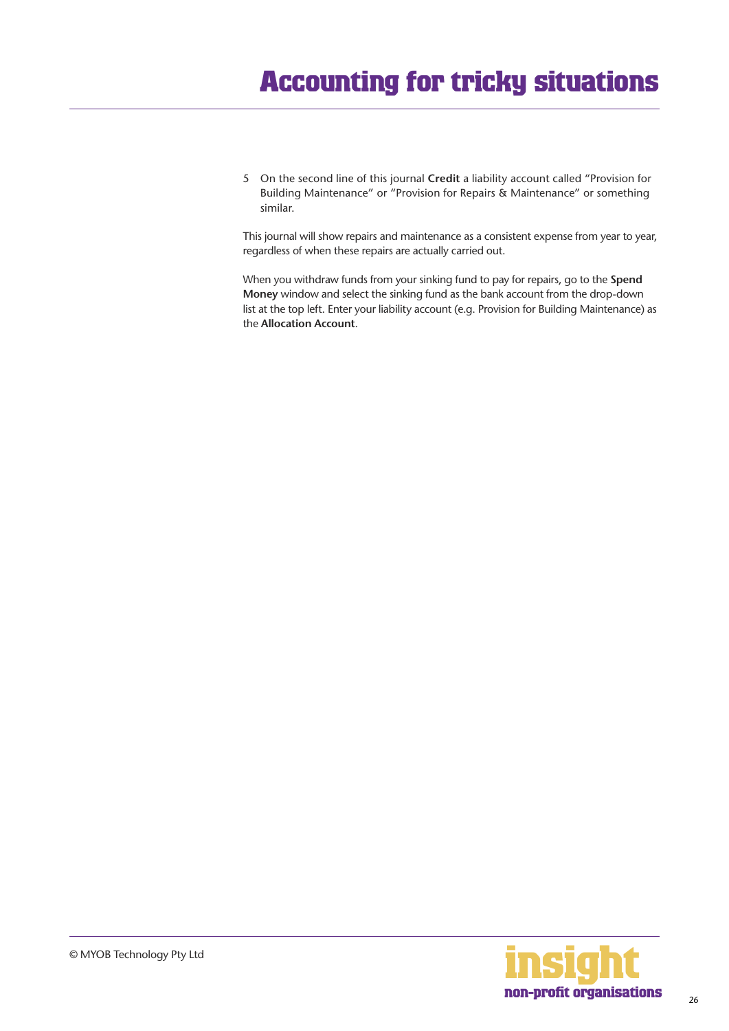5. On the second line of this journal **Credit** a liability account called "Provision for Building Maintenance" or "Provision for Repairs & Maintenance" or something similar.

This journal will show repairs and maintenance as a consistent expense from year to year, regardless of when these repairs are actually carried out.

When you withdraw funds from your sinking fund to pay for repairs, go to the **Spend Money** window and select the sinking fund as the bank account from the drop-down list at the top left. Enter your liability account (e.g. Provision for Building Maintenance) as the **Allocation Account**.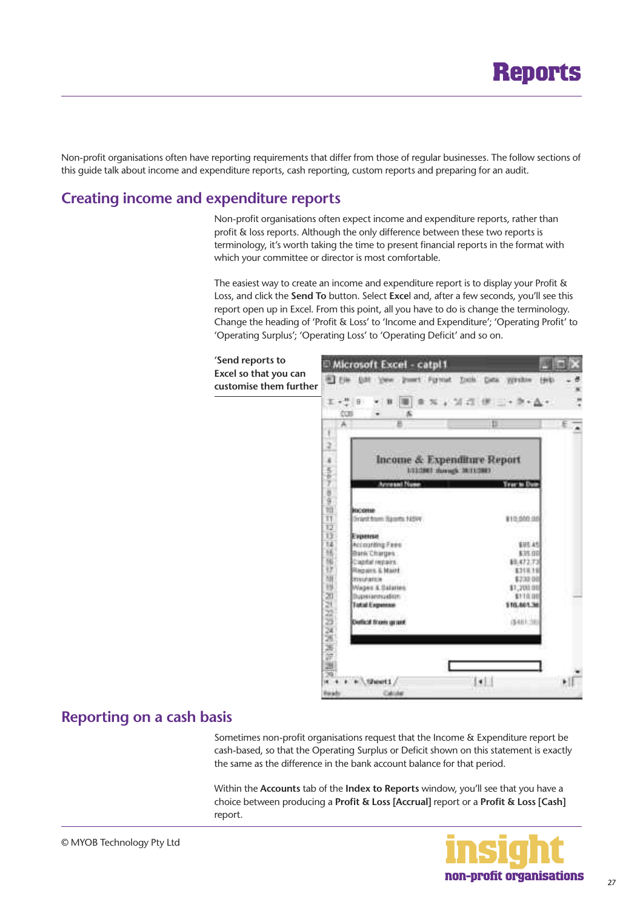# Reports

Non-profit organisations often have reporting requirements that differ from those of regular businesses. The follow sections of this guide talk about income and expenditure reports, cash reporting, custom reports and preparing for an audit.

## Creating income and expenditure reports

Non-profit organisations often expect income and expenditure reports, rather than profit & loss reports. Although the only difference between these two reports is terminology, it's worth taking the time to present financial reports in the format with which your committee or director is most comfortable.

The easiest way to create an income and expenditure report is to display your Profit & Loss, and click the **Send To** button. Select **Excel** and, after a few seconds, you'll see this report open up in Excel. From this point, all you have to do is change the terminology. Change the heading of 'Profit & Loss' to 'Income and Expenditure'; 'Operating Profit' to 'Operating Surplus'; 'Operating Loss' to 'Operating Deficit' and so on.

**'Send reports to Excel so that you can customise them further**

## Reporting on a cash basis

Sometimes non-profit organisations request that the Income & Expenditure report be cash-based, so that the Operating Surplus or Deficit shown on this statement is exactly the same as the difference in the bank account balance for that period.

Within the **Accounts** tab of the **Index to Reports** window, you'll see that you have a choice between producing a **Profit & Loss [Accrual]** report or a **Profit & Loss [Cash]** report.

© MYOB Technology Pty Ltd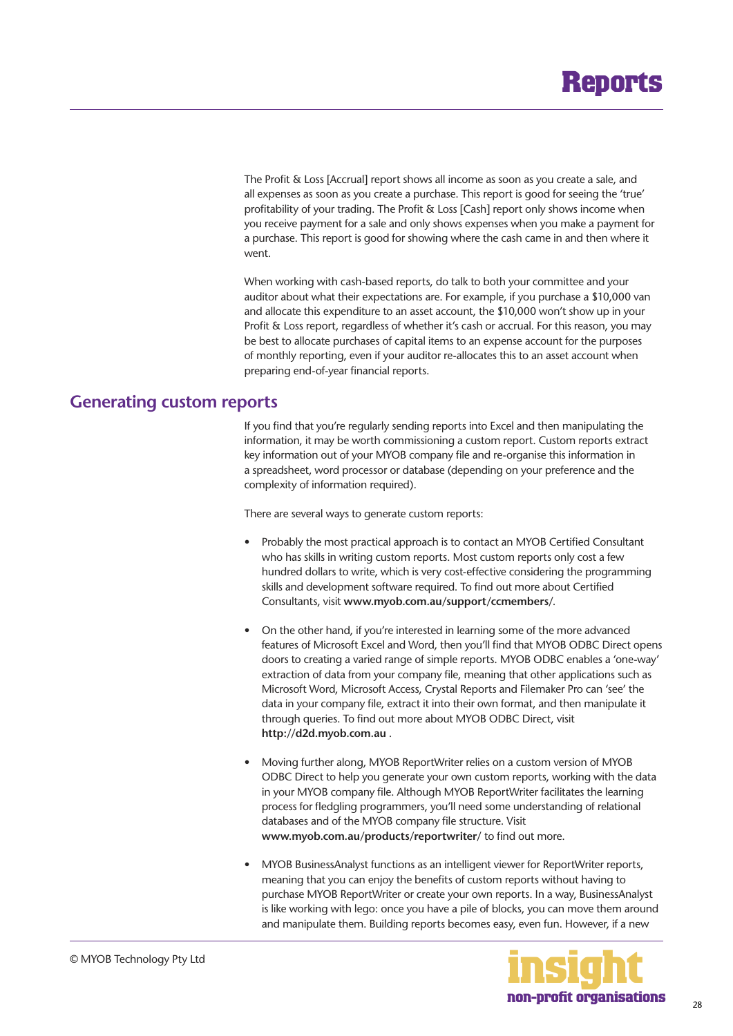The Profit & Loss [Accrual] report shows all income as soon as you create a sale, and all expenses as soon as you create a purchase. This report is good for seeing the 'true' profitability of your trading. The Profit & Loss [Cash] report only shows income when you receive payment for a sale and only shows expenses when you make a payment for a purchase. This report is good for showing where the cash came in and then where it went.

When working with cash-based reports, do talk to both your committee and your auditor about what their expectations are. For example, if you purchase a $10,000 van and allocate this expenditure to an asset account, the $10,000 won't show up in your Profit & Loss report, regardless of whether it's cash or accrual. For this reason, you may be best to allocate purchases of capital items to an expense account for the purposes of monthly reporting, even if your auditor re-allocates this to an asset account when preparing end-of-year financial reports.

## Generating custom reports

If you find that you're regularly sending reports into Excel and then manipulating the information, it may be worth commissioning a custom report. Custom reports extract key information out of your MYOB company file and re-organise this information in a spreadsheet, word processor or database (depending on your preference and the complexity of information required).

There are several ways to generate custom reports:

- Probably the most practical approach is to contact an MYOB Certified Consultant who has skills in writing custom reports. Most custom reports only cost a few hundred dollars to write, which is very cost-effective considering the programming skills and development software required. To find out more about Certified Consultants, visit **www.myob.com.au/support/ccmembers/**.

- On the other hand, if you're interested in learning some of the more advanced features of Microsoft Excel and Word, then you'll find that MYOB ODBC Direct opens doors to creating a varied range of simple reports. MYOB ODBC enables a 'one-way' extraction of data from your company file, meaning that other applications such as Microsoft Word, Microsoft Access, Crystal Reports and Filemaker Pro can 'see' the data in your company file, extract it into their own format, and then manipulate it through queries. To find out more about MYOB ODBC Direct, visit **http://d2d.myob.com.au** .

- Moving further along, MYOB ReportWriter relies on a custom version of MYOB ODBC Direct to help you generate your own custom reports, working with the data in your MYOB company file. Although MYOB ReportWriter facilitates the learning process for fledgling programmers, you'll need some understanding of relational databases and of the MYOB company file structure. Visit **www.myob.com.au/products/reportwriter/** to find out more.

- MYOB BusinessAnalyst functions as an intelligent viewer for ReportWriter reports, meaning that you can enjoy the benefits of custom reports without having to purchase MYOB ReportWriter or create your own reports. In a way, BusinessAnalyst is like working with lego: once you have a pile of blocks, you can move them around and manipulate them. Building reports becomes easy, even fun. However, if a new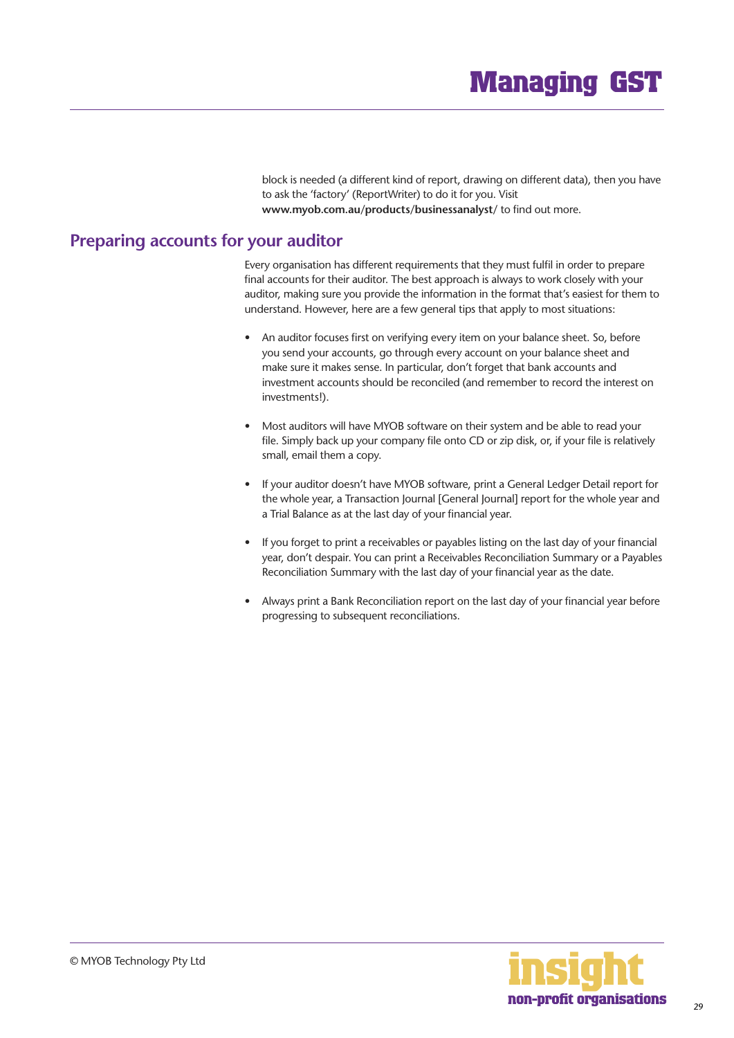block is needed (a different kind of report, drawing on different data), then you have to ask the 'factory' (ReportWriter) to do it for you. Visit **www.myob.com.au/products/businessanalyst/** to find out more.

## Preparing accounts for your auditor

Every organisation has different requirements that they must fulfil in order to prepare final accounts for their auditor. The best approach is always to work closely with your auditor, making sure you provide the information in the format that's easiest for them to understand. However, here are a few general tips that apply to most situations:

- An auditor focuses first on verifying every item on your balance sheet. So, before you send your accounts, go through every account on your balance sheet and make sure it makes sense. In particular, don't forget that bank accounts and investment accounts should be reconciled (and remember to record the interest on investments!).

- Most auditors will have MYOB software on their system and be able to read your file. Simply back up your company file onto CD or zip disk, or, if your file is relatively small, email them a copy.

- If your auditor doesn't have MYOB software, print a General Ledger Detail report for the whole year, a Transaction Journal [General Journal] report for the whole year and a Trial Balance as at the last day of your financial year.

- If you forget to print a receivables or payables listing on the last day of your financial year, don't despair. You can print a Receivables Reconciliation Summary or a Payables Reconciliation Summary with the last day of your financial year as the date.

- Always print a Bank Reconciliation report on the last day of your financial year before progressing to subsequent reconciliations.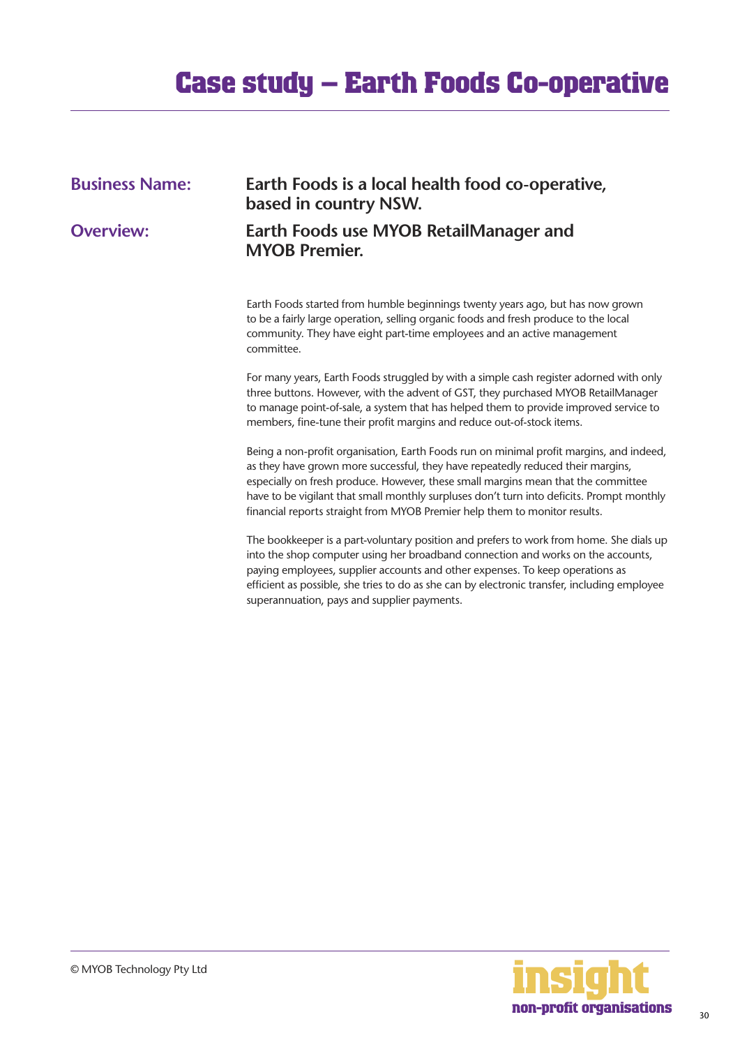# Case study – Earth Foods Co-operative

**Business Name:** **Earth Foods is a local health food co-operative, based in country NSW.**

**Overview:** **Earth Foods use MYOB RetailManager and MYOB Premier.**

Earth Foods started from humble beginnings twenty years ago, but has now grown to be a fairly large operation, selling organic foods and fresh produce to the local community. They have eight part-time employees and an active management committee.

For many years, Earth Foods struggled by with a simple cash register adorned with only three buttons. However, with the advent of GST, they purchased MYOB RetailManager to manage point-of-sale, a system that has helped them to provide improved service to members, fine-tune their profit margins and reduce out-of-stock items.

Being a non-profit organisation, Earth Foods run on minimal profit margins, and indeed, as they have grown more successful, they have repeatedly reduced their margins, especially on fresh produce. However, these small margins mean that the committee have to be vigilant that small monthly surpluses don't turn into deficits. Prompt monthly financial reports straight from MYOB Premier help them to monitor results.

The bookkeeper is a part-voluntary position and prefers to work from home. She dials up into the shop computer using her broadband connection and works on the accounts, paying employees, supplier accounts and other expenses. To keep operations as efficient as possible, she tries to do as she can by electronic transfer, including employee superannuation, pays and supplier payments.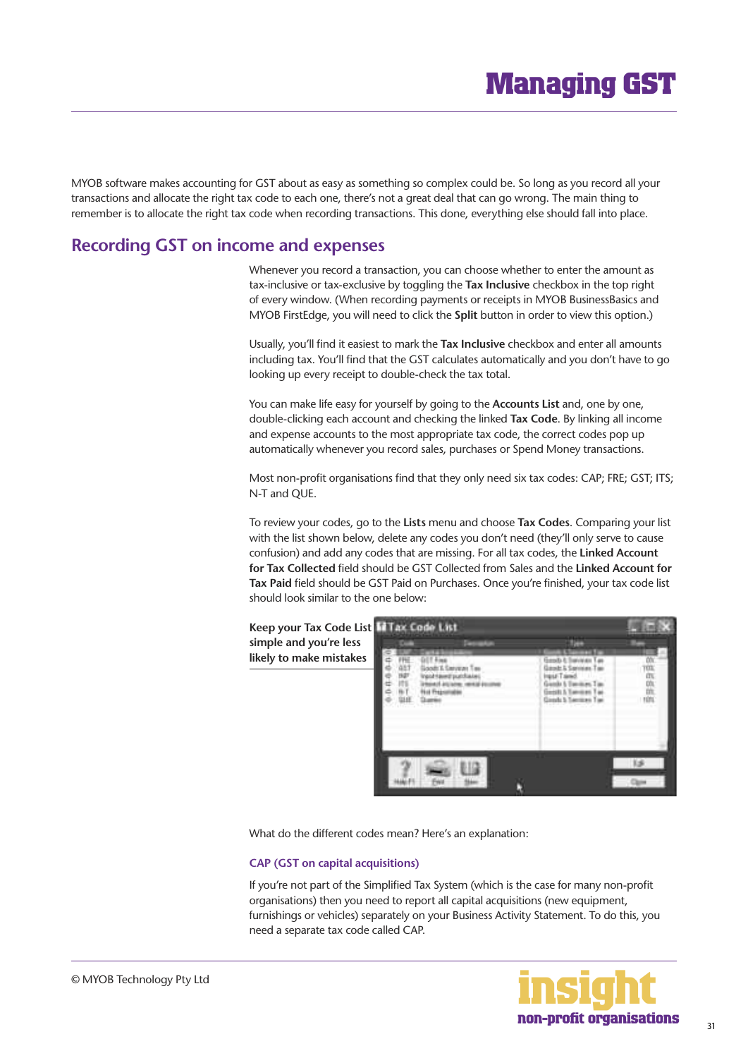# Managing GST

MYOB software makes accounting for GST about as easy as something so complex could be. So long as you record all your transactions and allocate the right tax code to each one, there's not a great deal that can go wrong. The main thing to remember is to allocate the right tax code when recording transactions. This done, everything else should fall into place.

## Recording GST on income and expenses

Whenever you record a transaction, you can choose whether to enter the amount as tax-inclusive or tax-exclusive by toggling the **Tax Inclusive** checkbox in the top right of every window. (When recording payments or receipts in MYOB BusinessBasics and MYOB FirstEdge, you will need to click the **Split** button in order to view this option.)

Usually, you'll find it easiest to mark the **Tax Inclusive** checkbox and enter all amounts including tax. You'll find that the GST calculates automatically and you don't have to go looking up every receipt to double-check the tax total.

You can make life easy for yourself by going to the **Accounts List** and, one by one, double-clicking each account and checking the linked **Tax Code**. By linking all income and expense accounts to the most appropriate tax code, the correct codes pop up automatically whenever you record sales, purchases or Spend Money transactions.

Most non-profit organisations find that they only need six tax codes: CAP; FRE; GST; ITS; N-T and QUE.

To review your codes, go to the **Lists** menu and choose **Tax Codes**. Comparing your list with the list shown below, delete any codes you don't need (they'll only serve to cause confusion) and add any codes that are missing. For all tax codes, the **Linked Account for Tax Collected** field should be GST Collected from Sales and the **Linked Account for Tax Paid** field should be GST Paid on Purchases. Once you're finished, your tax code list should look similar to the one below:

**Keep your Tax Code List simple and you're less likely to make mistakes**

What do the different codes mean? Here's an explanation:

### CAP (GST on capital acquisitions)

If you're not part of the Simplified Tax System (which is the case for many non-profit organisations) then you need to report all capital acquisitions (new equipment, furnishings or vehicles) separately on your Business Activity Statement. To do this, you need a separate tax code called CAP.

© MYOB Technology Pty Ltd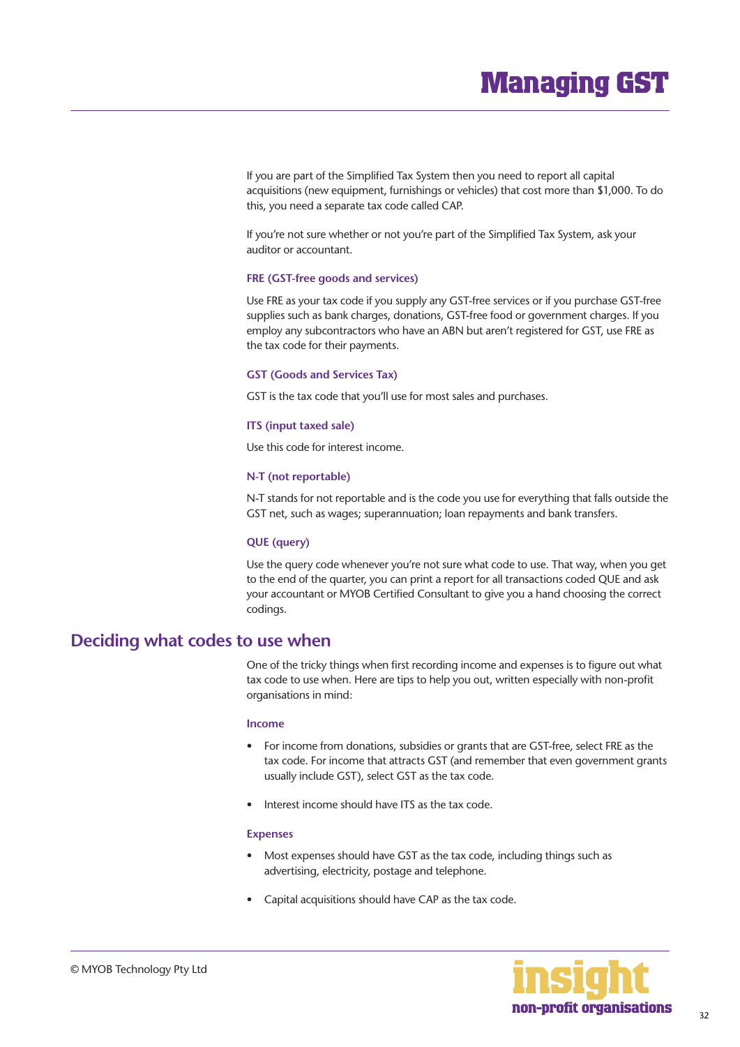If you are part of the Simplified Tax System then you need to report all capital acquisitions (new equipment, furnishings or vehicles) that cost more than $1,000. To do this, you need a separate tax code called CAP.

If you're not sure whether or not you're part of the Simplified Tax System, ask your auditor or accountant.

### FRE (GST-free goods and services)

Use FRE as your tax code if you supply any GST-free services or if you purchase GST-free supplies such as bank charges, donations, GST-free food or government charges. If you employ any subcontractors who have an ABN but aren't registered for GST, use FRE as the tax code for their payments.

### GST (Goods and Services Tax)

GST is the tax code that you'll use for most sales and purchases.

### ITS (input taxed sale)

Use this code for interest income.

### N-T (not reportable)

N-T stands for not reportable and is the code you use for everything that falls outside the GST net, such as wages; superannuation; loan repayments and bank transfers.

### QUE (query)

Use the query code whenever you're not sure what code to use. That way, when you get to the end of the quarter, you can print a report for all transactions coded QUE and ask your accountant or MYOB Certified Consultant to give you a hand choosing the correct codings.

## Deciding what codes to use when

One of the tricky things when first recording income and expenses is to figure out what tax code to use when. Here are tips to help you out, written especially with non-profit organisations in mind:

### Income

- For income from donations, subsidies or grants that are GST-free, select FRE as the tax code. For income that attracts GST (and remember that even government grants usually include GST), select GST as the tax code.
- Interest income should have ITS as the tax code.

### Expenses

- Most expenses should have GST as the tax code, including things such as advertising, electricity, postage and telephone.
- Capital acquisitions should have CAP as the tax code.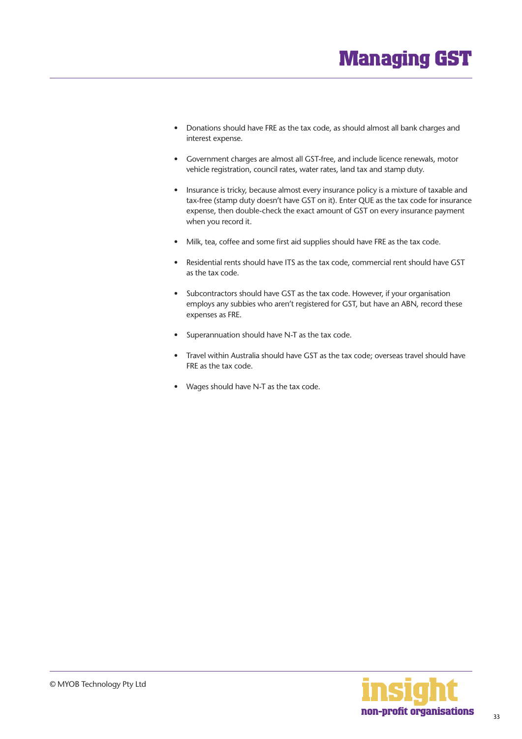- Donations should have FRE as the tax code, as should almost all bank charges and interest expense.
- Government charges are almost all GST-free, and include licence renewals, motor vehicle registration, council rates, water rates, land tax and stamp duty.
- Insurance is tricky, because almost every insurance policy is a mixture of taxable and tax-free (stamp duty doesn't have GST on it). Enter QUE as the tax code for insurance expense, then double-check the exact amount of GST on every insurance payment when you record it.
- Milk, tea, coffee and some first aid supplies should have FRE as the tax code.
- Residential rents should have ITS as the tax code, commercial rent should have GST as the tax code.
- Subcontractors should have GST as the tax code. However, if your organisation employs any subbies who aren't registered for GST, but have an ABN, record these expenses as FRE.
- Superannuation should have N-T as the tax code.
- Travel within Australia should have GST as the tax code; overseas travel should have FRE as the tax code.
- Wages should have N-T as the tax code.